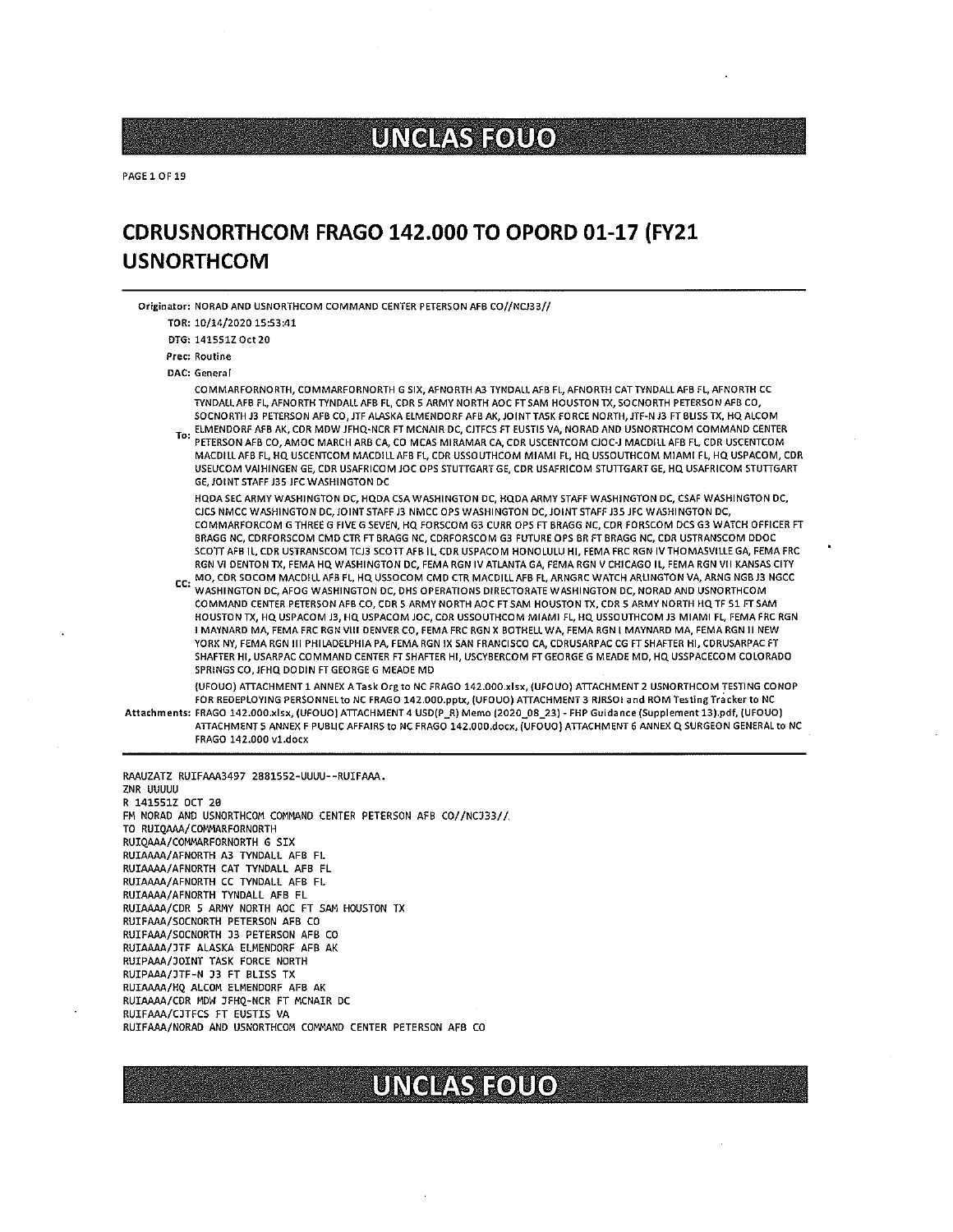UNCLAS FOUO

# CDRUSNORTHCOM FRAGO 142.000 TO OPORD 01-17 (FY21 USNORTHCOM

**Originator:** NORAD AND USNORTHCOM COMMAND CENTER PETERSON AFB CO//NCJ33//

**TOR:** 10/14/2020 15:53:41

**DTG:** 141551Z Oct 20

**Prec:** Routine

**DAC:** General

**To:** COMMARFORNORTH, COMMARFORNORTH G SIX, AFNORTH A3 TYNDALL AFB FL, AFNORTH CAT TYNDALL AFB FL, AFNORTH CC TYNDALL AFB FL, AFNORTH TYNDALL AFB FL, CDR 5 ARMY NORTH AOC FT SAM HOUSTON TX, SOCNORTH PETERSON AFB CO, SOCNORTH J3 PETERSON AFB CO, JTF ALASKA ELMENDORF AFB AK, JOINT TASK FORCE NORTH, JTF-N J3 FT BLISS TX, HQ ALCOM ELMENDORF AFB AK, CDR MDW JFHQ-NCR FT MCNAIR DC, CJTFCS FT EUSTIS VA, NORAD AND USNORTHCOM COMMAND CENTER PETERSON AFB CO, AMOC MARCH ARB CA, CO MCAS MIRAMAR CA, CDR USCENTCOM CJOC-J MACDILL AFB FL, CDR USCENTCOM MACDILL AFB FL, HQ USCENTCOM MACDILL AFB FL, CDR USSOUTHCOM MIAMI FL, HQ USSOUTHCOM MIAMI FL, HQ USPACOM, CDR USEUCOM VAIHINGEN GE, CDR USAFRICOM JOC OPS STUTTGART GE, CDR USAFRICOM STUTTGART GE, HQ USAFRICOM STUTTGART GE, JOINT STAFF J35 JFC WASHINGTON DC

**CC:** HQDA SEC ARMY WASHINGTON DC, HQDA CSA WASHINGTON DC, HQDA ARMY STAFF WASHINGTON DC, CSAF WASHINGTON DC, CJCS NMCC WASHINGTON DC, JOINT STAFF J3 NMCC OPS WASHINGTON DC, JOINT STAFF J35 JFC WASHINGTON DC, COMMARFORCOM G THREE G FIVE G SEVEN, HQ FORSCOM G3 CURR OPS FT BRAGG NC, CDR FORSCOM DCS G3 WATCH OFFICER FT BRAGG NC, CDRFORSCOM CMD CTR FT BRAGG NC, CDRFORSCOM G3 FUTURE OPS BR FT BRAGG NC, CDR USTRANSCOM DDOC SCOTT AFB IL, CDR USTRANSCOM TCJ3 SCOTT AFB IL, CDR USPACOM HONOLULU HI, FEMA FRC RGN IV THOMASVILLE GA, FEMA FRC RGN VI DENTON TX, FEMA HQ WASHINGTON DC, FEMA RGN IV ATLANTA GA, FEMA RGN V CHICAGO IL, FEMA RGN VII KANSAS CITY MO, CDR SOCOM MACDILL AFB FL, HQ USSOCOM CMD CTR MACDILL AFB FL, ARNGRC WATCH ARLINGTON VA, ARNG NGB J3 NGCC WASHINGTON DC, AFOG WASHINGTON DC, DHS OPERATIONS DIRECTORATE WASHINGTON DC, NORAD AND USNORTHCOM COMMAND CENTER PETERSON AFB CO, CDR 5 ARMY NORTH AOC FT SAM HOUSTON TX, CDR 5 ARMY NORTH HQ TF 51 FT SAM HOUSTON TX, HQ USPACOM J3, HQ USPACOM JOC, CDR USSOUTHCOM MIAMI FL, HQ USSOUTHCOM J3 MIAMI FL, FEMA FRC RGN I MAYNARD MA, FEMA FRC RGN VIII DENVER CO, FEMA FRC RGN X BOTHELL WA, FEMA RGN I MAYNARD MA, FEMA RGN II NEW YORK NY, FEMA RGN III PHILADELPHIA PA, FEMA RGN IX SAN FRANCISCO CA, CDRUSARPAC CG FT SHAFTER HI, CDRUSARPAC FT SHAFTER HI, USARPAC COMMAND CENTER FT SHAFTER HI, USCYBERCOM FT GEORGE G MEADE MD, HQ USSPACECOM COLORADO SPRINGS CO, JFHQ DODIN FT GEORGE G MEADE MD

**Attachments:** (UFOUO) ATTACHMENT 1 ANNEX A Task Org to NC FRAGO 142.000.xlsx, (UFOUO) ATTACHMENT 2 USNORTHCOM TESTING CONOP FOR REDEPLOYING PERSONNEL to NC FRAGO 142.000.pptx, (UFOUO) ATTACHMENT 3 RIRSOI and ROM Testing Tracker to NC FRAGO 142.000.xlsx, (UFOUO) ATTACHMENT 4 USD(P_R) Memo (2020_08_23) - FHP Guidance (Supplement 13).pdf, (UFOUO) ATTACHMENT 5 ANNEX F PUBLIC AFFAIRS to NC FRAGO 142.000.docx, (UFOUO) ATTACHMENT 6 ANNEX Q SURGEON GENERAL to NC FRAGO 142.000 v1.docx

```
RAAUZATZ RUIFAAA3497 2881552-UUUU--RUIFAAA.
ZNR UUUUU
R 141551Z OCT 20
FM NORAD AND USNORTHCOM COMMAND CENTER PETERSON AFB CO//NCJ33//
TO RUIQAAA/COMMARFORNORTH
RUIQAAA/COMMARFORNORTH G SIX
RUIAAAA/AFNORTH A3 TYNDALL AFB FL
RUIAAAA/AFNORTH CAT TYNDALL AFB FL
RUIAAAA/AFNORTH CC TYNDALL AFB FL
RUIAAAA/AFNORTH TYNDALL AFB FL
RUIAAAA/CDR 5 ARMY NORTH AOC FT SAM HOUSTON TX
RUIFAAA/SOCNORTH PETERSON AFB CO
RUIFAAA/SOCNORTH J3 PETERSON AFB CO
RUIAAAA/JTF ALASKA ELMENDORF AFB AK
RUIPAAA/JOINT TASK FORCE NORTH
RUIPAAA/JTF-N J3 FT BLISS TX
RUIAAAA/HQ ALCOM ELMENDORF AFB AK
RUIAAAA/CDR MDW JFHQ-NCR FT MCNAIR DC
RUIFAAA/CJTFCS FT EUSTIS VA
RUIFAAA/NORAD AND USNORTHCOM COMMAND CENTER PETERSON AFB CO
```

UNCLAS FOUO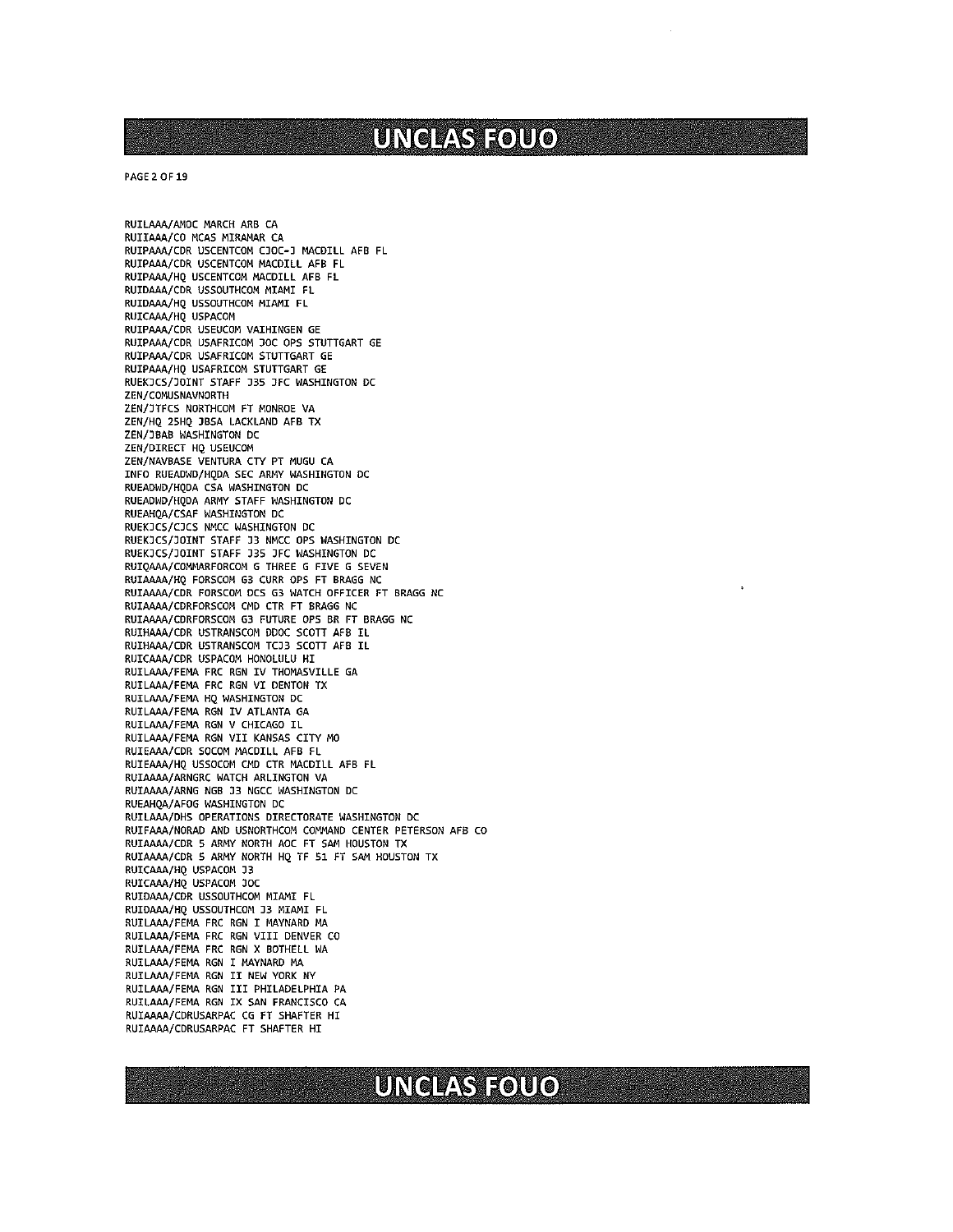RUILAAA/AMOC MARCH ARB CA
RUIIAAA/CO MCAS MIRAMAR CA
RUIPAAA/CDR USCENTCOM CJOC-J MACDILL AFB FL
RUIPAAA/CDR USCENTCOM MACDILL AFB FL
RUIPAAA/HQ USCENTCOM MACDILL AFB FL
RUIDAAA/CDR USSOUTHCOM MIAMI FL
RUIDAAA/HQ USSOUTHCOM MIAMI FL
RUICAAA/HQ USPACOM
RUIPAAA/CDR USEUCOM VAIHINGEN GE
RUIPAAA/CDR USAFRICOM JOC OPS STUTTGART GE
RUIPAAA/CDR USAFRICOM STUTTGART GE
RUIPAAA/HQ USAFRICOM STUTTGART GE
RUEKJCS/JOINT STAFF J35 JFC WASHINGTON DC
ZEN/COMUSNAVNORTH
ZEN/JTFCS NORTHCOM FT MONROE VA
ZEN/HQ 25HQ JBSA LACKLAND AFB TX
ZEN/JBAB WASHINGTON DC
ZEN/DIRECT HQ USEUCOM
ZEN/NAVBASE VENTURA CTY PT MUGU CA
INFO RUEADWD/HQDA SEC ARMY WASHINGTON DC
RUEADWD/HQDA CSA WASHINGTON DC
RUEADWD/HQDA ARMY STAFF WASHINGTON DC
RUEAHQA/CSAF WASHINGTON DC
RUEKJCS/CJCS NMCC WASHINGTON DC
RUEKJCS/JOINT STAFF J3 NMCC OPS WASHINGTON DC
RUEKJCS/JOINT STAFF J35 JFC WASHINGTON DC
RUIQAAA/COMMARFORCOM G THREE G FIVE G SEVEN
RUIAAAA/HQ FORSCOM G3 CURR OPS FT BRAGG NC
RUIAAAA/CDR FORSCOM DCS G3 WATCH OFFICER FT BRAGG NC
RUIAAAA/CDRFORSCOM CMD CTR FT BRAGG NC
RUIAAAA/CDRFORSCOM G3 FUTURE OPS BR FT BRAGG NC
RUIHAAA/CDR USTRANSCOM DDOC SCOTT AFB IL
RUIHAAA/CDR USTRANSCOM TCJ3 SCOTT AFB IL
RUICAAA/CDR USPACOM HONOLULU HI
RUILAAA/FEMA FRC RGN IV THOMASVILLE GA
RUILAAA/FEMA FRC RGN VI DENTON TX
RUILAAA/FEMA HQ WASHINGTON DC
RUILAAA/FEMA RGN IV ATLANTA GA
RUILAAA/FEMA RGN V CHICAGO IL
RUILAAA/FEMA RGN VII KANSAS CITY MO
RUIEAAA/CDR SOCOM MACDILL AFB FL
RUIEAAA/HQ USSOCOM CMD CTR MACDILL AFB FL
RUIAAAA/ARNGRC WATCH ARLINGTON VA
RUIAAAA/ARNG NGB J3 NGCC WASHINGTON DC
RUEAHQA/AFOG WASHINGTON DC
RUILAAA/DHS OPERATIONS DIRECTORATE WASHINGTON DC
RUIFAAA/NORAD AND USNORTHCOM COMMAND CENTER PETERSON AFB CO
RUIAAAA/CDR 5 ARMY NORTH AOC FT SAM HOUSTON TX
RUIAAAA/CDR 5 ARMY NORTH HQ TF 51 FT SAM HOUSTON TX
RUICAAA/HQ USPACOM J3
RUICAAA/HQ USPACOM JOC
RUIDAAA/CDR USSOUTHCOM MIAMI FL
RUIDAAA/HQ USSOUTHCOM J3 MIAMI FL
RUILAAA/FEMA FRC RGN I MAYNARD MA
RUILAAA/FEMA FRC RGN VIII DENVER CO
RUILAAA/FEMA FRC RGN X BOTHELL WA
RUILAAA/FEMA RGN I MAYNARD MA
RUILAAA/FEMA RGN II NEW YORK NY
RUILAAA/FEMA RGN III PHILADELPHIA PA
RUILAAA/FEMA RGN IX SAN FRANCISCO CA
RUIAAAA/CDRUSARPAC CG FT SHAFTER HI
RUIAAAA/CDRUSARPAC FT SHAFTER HI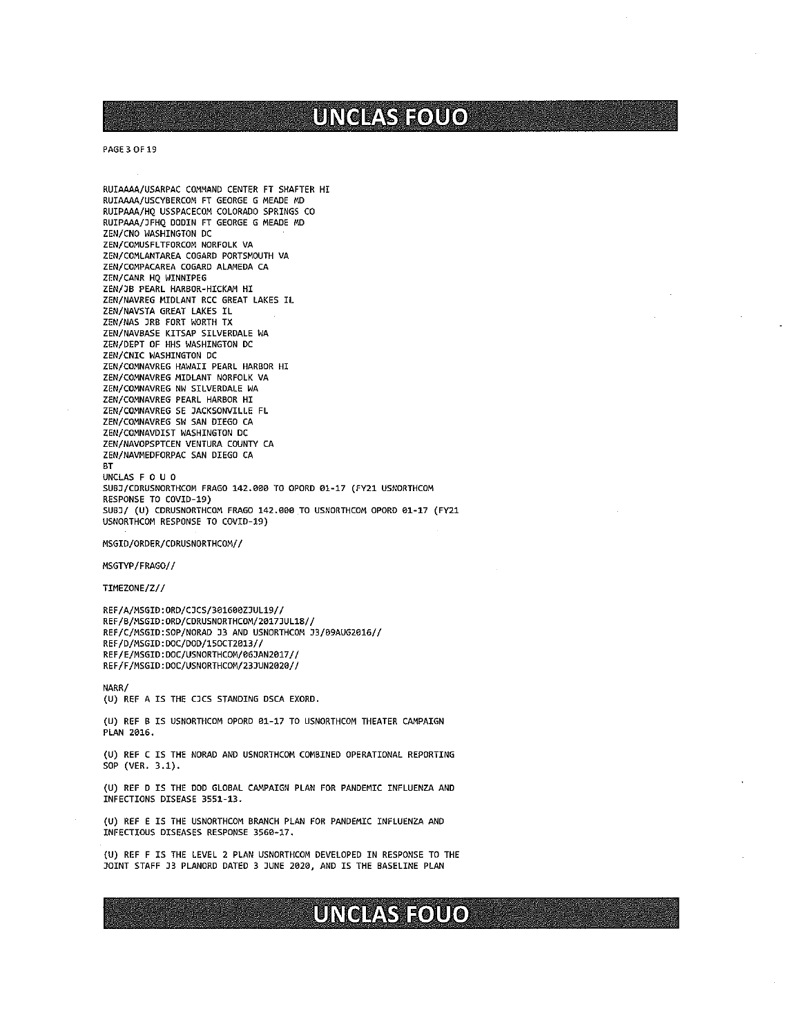RUIAAAA/USARPAC COMMAND CENTER FT SHAFTER HI
RUIAAAA/USCYBERCOM FT GEORGE G MEADE MD
RUIPAAA/HQ USSPACECOM COLORADO SPRINGS CO
RUIPAAA/JFHQ DODIN FT GEORGE G MEADE MD
ZEN/CNO WASHINGTON DC
ZEN/COMUSFLTFORCOM NORFOLK VA
ZEN/COMLANTAREA COGARD PORTSMOUTH VA
ZEN/COMPACAREA COGARD ALAMEDA CA
ZEN/CANR HQ WINNIPEG
ZEN/JB PEARL HARBOR-HICKAM HI
ZEN/NAVREG MIDLANT RCC GREAT LAKES IL
ZEN/NAVSTA GREAT LAKES IL
ZEN/NAS JRB FORT WORTH TX
ZEN/NAVBASE KITSAP SILVERDALE WA
ZEN/DEPT OF HHS WASHINGTON DC
ZEN/CNIC WASHINGTON DC
ZEN/COMNAVREG HAWAII PEARL HARBOR HI
ZEN/COMNAVREG MIDLANT NORFOLK VA
ZEN/COMNAVREG NW SILVERDALE WA
ZEN/COMNAVREG PEARL HARBOR HI
ZEN/COMNAVREG SE JACKSONVILLE FL
ZEN/COMNAVREG SW SAN DIEGO CA
ZEN/COMNAVDIST WASHINGTON DC
ZEN/NAVOPSPTCEN VENTURA COUNTY CA
ZEN/NAVMEDFORPAC SAN DIEGO CA
BT
UNCLAS F O U O
SUBJ/CDRUSNORTHCOM FRAGO 142.000 TO OPORD 01-17 (FY21 USNORTHCOM RESPONSE TO COVID-19)
SUBJ/ (U) CDRUSNORTHCOM FRAGO 142.000 TO USNORTHCOM OPORD 01-17 (FY21 USNORTHCOM RESPONSE TO COVID-19)

MSGID/ORDER/CDRUSNORTHCOM//

MSGTYP/FRAGO//

TIMEZONE/Z//

REF/A/MSGID:ORD/CJCS/301600ZJUL19//
REF/B/MSGID:ORD/CDRUSNORTHCOM/2017JUL18//
REF/C/MSGID:SOP/NORAD J3 AND USNORTHCOM J3/09AUG2016//
REF/D/MSGID:DOC/DOD/15OCT2013//
REF/E/MSGID:DOC/USNORTHCOM/06JAN2017//
REF/F/MSGID:DOC/USNORTHCOM/23JUN2020//

NARR/
(U) REF A IS THE CJCS STANDING DSCA EXORD.

(U) REF B IS USNORTHCOM OPORD 01-17 TO USNORTHCOM THEATER CAMPAIGN PLAN 2016.

(U) REF C IS THE NORAD AND USNORTHCOM COMBINED OPERATIONAL REPORTING SOP (VER. 3.1).

(U) REF D IS THE DOD GLOBAL CAMPAIGN PLAN FOR PANDEMIC INFLUENZA AND INFECTIONS DISEASE 3551-13.

(U) REF E IS THE USNORTHCOM BRANCH PLAN FOR PANDEMIC INFLUENZA AND INFECTIOUS DISEASES RESPONSE 3560-17.

(U) REF F IS THE LEVEL 2 PLAN USNORTHCOM DEVELOPED IN RESPONSE TO THE JOINT STAFF J3 PLANORD DATED 3 JUNE 2020, AND IS THE BASELINE PLAN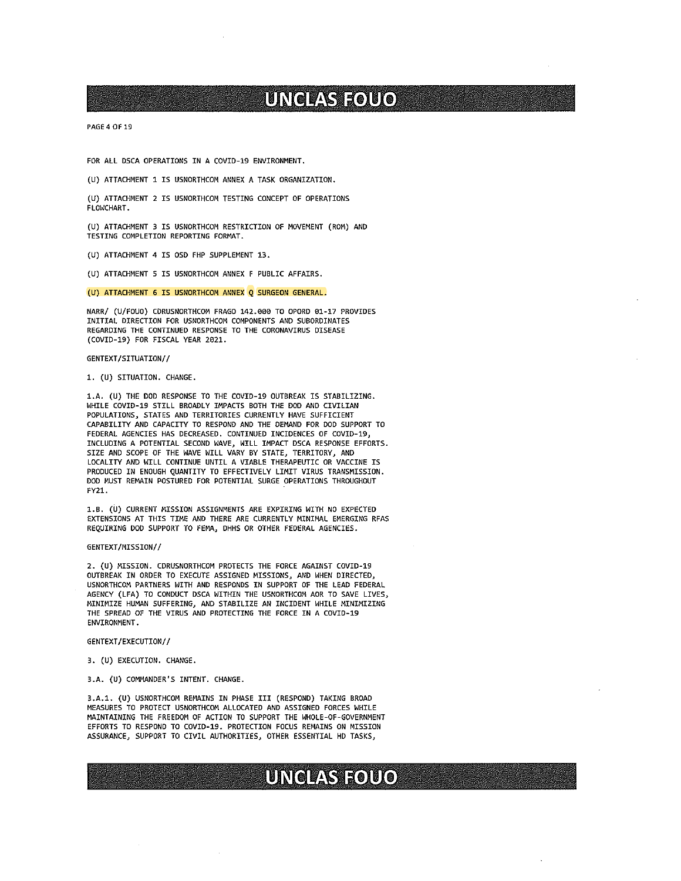FOR ALL DSCA OPERATIONS IN A COVID-19 ENVIRONMENT.

(U) ATTACHMENT 1 IS USNORTHCOM ANNEX A TASK ORGANIZATION.

(U) ATTACHMENT 2 IS USNORTHCOM TESTING CONCEPT OF OPERATIONS FLOWCHART.

(U) ATTACHMENT 3 IS USNORTHCOM RESTRICTION OF MOVEMENT (ROM) AND TESTING COMPLETION REPORTING FORMAT.

(U) ATTACHMENT 4 IS OSD FHP SUPPLEMENT 13.

(U) ATTACHMENT 5 IS USNORTHCOM ANNEX F PUBLIC AFFAIRS.

(U) ATTACHMENT 6 IS USNORTHCOM ANNEX Q SURGEON GENERAL.

NARR/ (U/FOUO) CDRUSNORTHCOM FRAGO 142.000 TO OPORD 01-17 PROVIDES INITIAL DIRECTION FOR USNORTHCOM COMPONENTS AND SUBORDINATES REGARDING THE CONTINUED RESPONSE TO THE CORONAVIRUS DISEASE (COVID-19) FOR FISCAL YEAR 2021.

GENTEXT/SITUATION//

1. (U) SITUATION. CHANGE.

1.A. (U) THE DOD RESPONSE TO THE COVID-19 OUTBREAK IS STABILIZING. WHILE COVID-19 STILL BROADLY IMPACTS BOTH THE DOD AND CIVILIAN POPULATIONS, STATES AND TERRITORIES CURRENTLY HAVE SUFFICIENT CAPABILITY AND CAPACITY TO RESPOND AND THE DEMAND FOR DOD SUPPORT TO FEDERAL AGENCIES HAS DECREASED. CONTINUED INCIDENCES OF COVID-19, INCLUDING A POTENTIAL SECOND WAVE, WILL IMPACT DSCA RESPONSE EFFORTS. SIZE AND SCOPE OF THE WAVE WILL VARY BY STATE, TERRITORY, AND LOCALITY AND WILL CONTINUE UNTIL A VIABLE THERAPEUTIC OR VACCINE IS PRODUCED IN ENOUGH QUANTITY TO EFFECTIVELY LIMIT VIRUS TRANSMISSION. DOD MUST REMAIN POSTURED FOR POTENTIAL SURGE OPERATIONS THROUGHOUT FY21.

1.B. (U) CURRENT MISSION ASSIGNMENTS ARE EXPIRING WITH NO EXPECTED EXTENSIONS AT THIS TIME AND THERE ARE CURRENTLY MINIMAL EMERGING RFAS REQUIRING DOD SUPPORT TO FEMA, DHHS OR OTHER FEDERAL AGENCIES.

GENTEXT/MISSION//

2. (U) MISSION. CDRUSNORTHCOM PROTECTS THE FORCE AGAINST COVID-19 OUTBREAK IN ORDER TO EXECUTE ASSIGNED MISSIONS, AND WHEN DIRECTED, USNORTHCOM PARTNERS WITH AND RESPONDS IN SUPPORT OF THE LEAD FEDERAL AGENCY (LFA) TO CONDUCT DSCA WITHIN THE USNORTHCOM AOR TO SAVE LIVES, MINIMIZE HUMAN SUFFERING, AND STABILIZE AN INCIDENT WHILE MINIMIZING THE SPREAD OF THE VIRUS AND PROTECTING THE FORCE IN A COVID-19 ENVIRONMENT.

GENTEXT/EXECUTION//

3. (U) EXECUTION. CHANGE.

3.A. (U) COMMANDER'S INTENT. CHANGE.

3.A.1. (U) USNORTHCOM REMAINS IN PHASE III (RESPOND) TAKING BROAD MEASURES TO PROTECT USNORTHCOM ALLOCATED AND ASSIGNED FORCES WHILE MAINTAINING THE FREEDOM OF ACTION TO SUPPORT THE WHOLE-OF-GOVERNMENT EFFORTS TO RESPOND TO COVID-19. PROTECTION FOCUS REMAINS ON MISSION ASSURANCE, SUPPORT TO CIVIL AUTHORITIES, OTHER ESSENTIAL HD TASKS,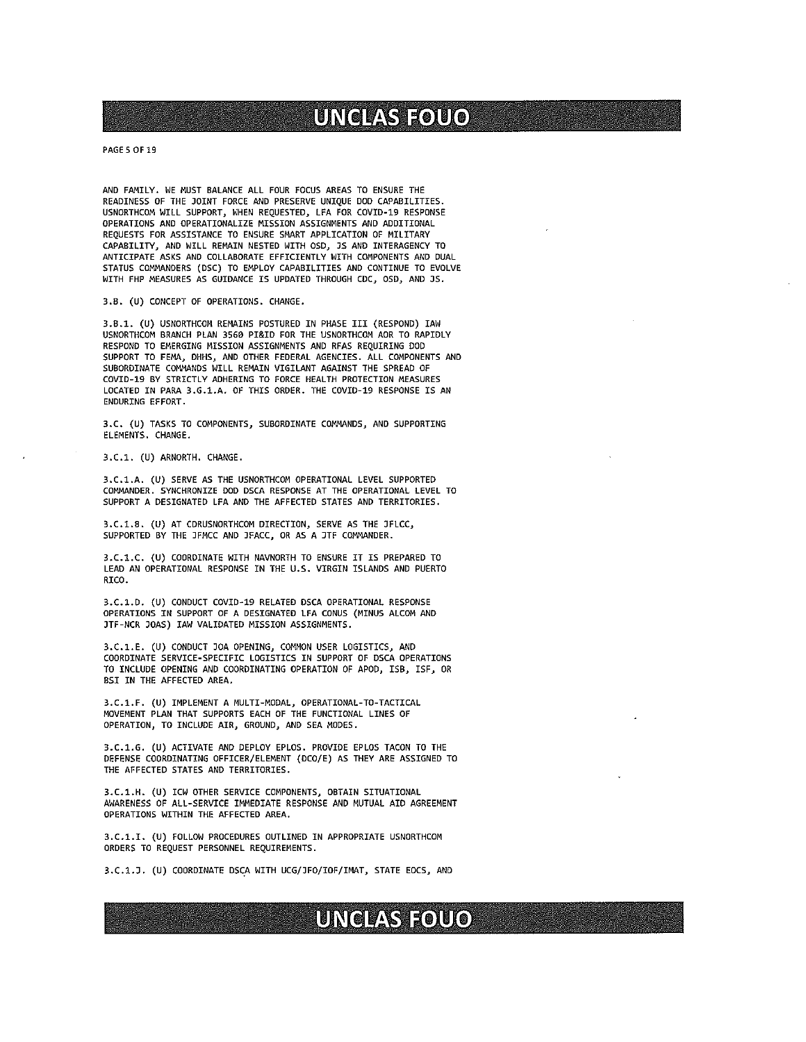AND FAMILY. WE MUST BALANCE ALL FOUR FOCUS AREAS TO ENSURE THE READINESS OF THE JOINT FORCE AND PRESERVE UNIQUE DOD CAPABILITIES. USNORTHCOM WILL SUPPORT, WHEN REQUESTED, LFA FOR COVID-19 RESPONSE OPERATIONS AND OPERATIONALIZE MISSION ASSIGNMENTS AND ADDITIONAL REQUESTS FOR ASSISTANCE TO ENSURE SMART APPLICATION OF MILITARY CAPABILITY, AND WILL REMAIN NESTED WITH OSD, JS AND INTERAGENCY TO ANTICIPATE ASKS AND COLLABORATE EFFICIENTLY WITH COMPONENTS AND DUAL STATUS COMMANDERS (DSC) TO EMPLOY CAPABILITIES AND CONTINUE TO EVOLVE WITH FHP MEASURES AS GUIDANCE IS UPDATED THROUGH CDC, OSD, AND JS.

3.B. (U) CONCEPT OF OPERATIONS. CHANGE.

3.B.1. (U) USNORTHCOM REMAINS POSTURED IN PHASE III (RESPOND) IAW USNORTHCOM BRANCH PLAN 3560 PI&ID FOR THE USNORTHCOM AOR TO RAPIDLY RESPOND TO EMERGING MISSION ASSIGNMENTS AND RFAS REQUIRING DOD SUPPORT TO FEMA, DHHS, AND OTHER FEDERAL AGENCIES. ALL COMPONENTS AND SUBORDINATE COMMANDS WILL REMAIN VIGILANT AGAINST THE SPREAD OF COVID-19 BY STRICTLY ADHERING TO FORCE HEALTH PROTECTION MEASURES LOCATED IN PARA 3.G.1.A. OF THIS ORDER. THE COVID-19 RESPONSE IS AN ENDURING EFFORT.

3.C. (U) TASKS TO COMPONENTS, SUBORDINATE COMMANDS, AND SUPPORTING ELEMENTS. CHANGE.

3.C.1. (U) ARNORTH. CHANGE.

3.C.1.A. (U) SERVE AS THE USNORTHCOM OPERATIONAL LEVEL SUPPORTED COMMANDER. SYNCHRONIZE DOD DSCA RESPONSE AT THE OPERATIONAL LEVEL TO SUPPORT A DESIGNATED LFA AND THE AFFECTED STATES AND TERRITORIES.

3.C.1.B. (U) AT CDRUSNORTHCOM DIRECTION, SERVE AS THE JFLCC, SUPPORTED BY THE JFMCC AND JFACC, OR AS A JTF COMMANDER.

3.C.1.C. (U) COORDINATE WITH NAVNORTH TO ENSURE IT IS PREPARED TO LEAD AN OPERATIONAL RESPONSE IN THE U.S. VIRGIN ISLANDS AND PUERTO RICO.

3.C.1.D. (U) CONDUCT COVID-19 RELATED DSCA OPERATIONAL RESPONSE OPERATIONS IN SUPPORT OF A DESIGNATED LFA CONUS (MINUS ALCOM AND JTF-NCR JOAS) IAW VALIDATED MISSION ASSIGNMENTS.

3.C.1.E. (U) CONDUCT JOA OPENING, COMMON USER LOGISTICS, AND COORDINATE SERVICE-SPECIFIC LOGISTICS IN SUPPORT OF DSCA OPERATIONS TO INCLUDE OPENING AND COORDINATING OPERATION OF APOD, ISB, ISF, OR BSI IN THE AFFECTED AREA.

3.C.1.F. (U) IMPLEMENT A MULTI-MODAL, OPERATIONAL-TO-TACTICAL MOVEMENT PLAN THAT SUPPORTS EACH OF THE FUNCTIONAL LINES OF OPERATION, TO INCLUDE AIR, GROUND, AND SEA MODES.

3.C.1.G. (U) ACTIVATE AND DEPLOY EPLOS. PROVIDE EPLOS TACON TO THE DEFENSE COORDINATING OFFICER/ELEMENT (DCO/E) AS THEY ARE ASSIGNED TO THE AFFECTED STATES AND TERRITORIES.

3.C.1.H. (U) ICW OTHER SERVICE COMPONENTS, OBTAIN SITUATIONAL AWARENESS OF ALL-SERVICE IMMEDIATE RESPONSE AND MUTUAL AID AGREEMENT OPERATIONS WITHIN THE AFFECTED AREA.

3.C.1.I. (U) FOLLOW PROCEDURES OUTLINED IN APPROPRIATE USNORTHCOM ORDERS TO REQUEST PERSONNEL REQUIREMENTS.

3.C.1.J. (U) COORDINATE DSCA WITH UCG/JFO/IOF/IMAT, STATE EOCS, AND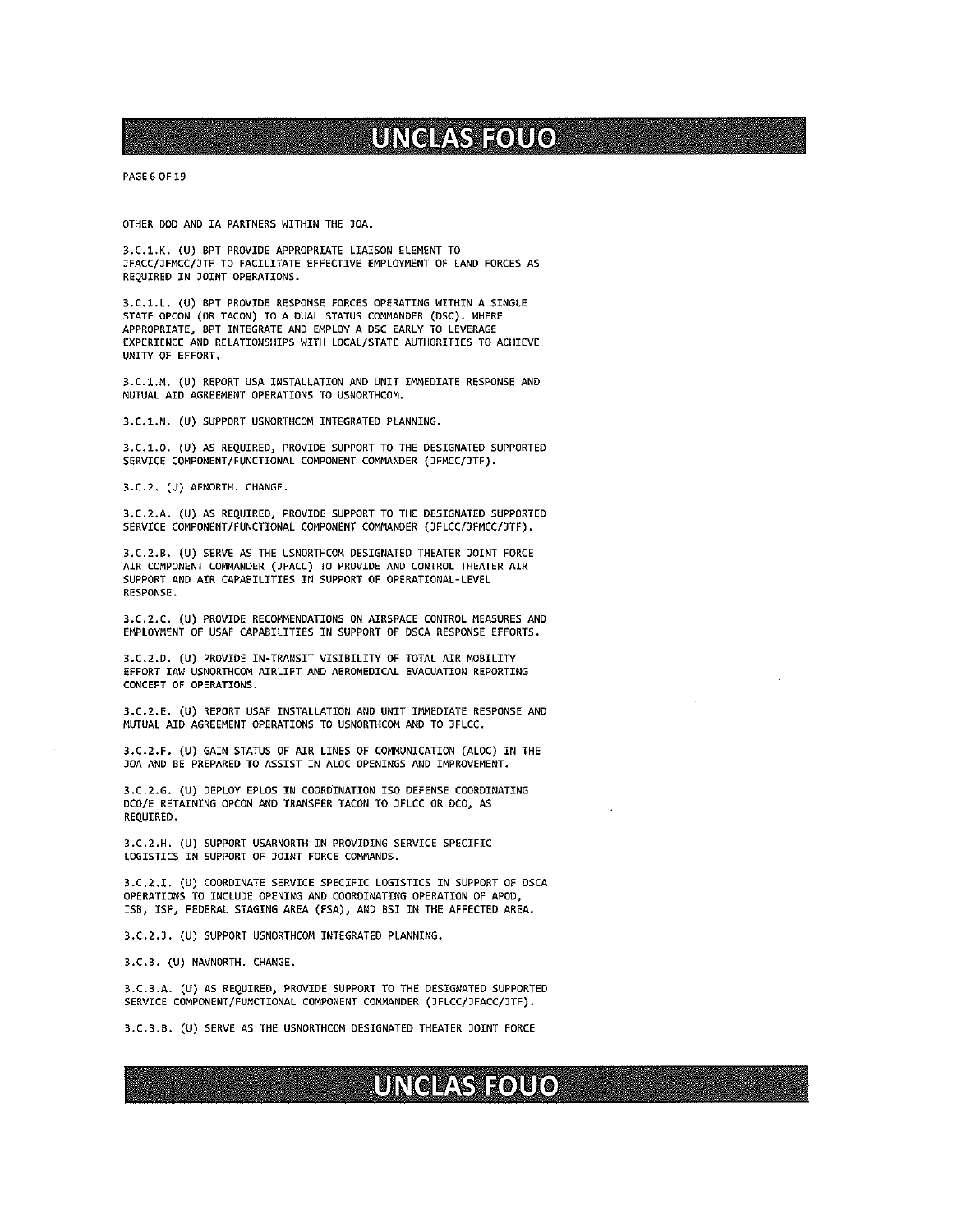OTHER DOD AND IA PARTNERS WITHIN THE JOA.

3.C.1.K. (U) BPT PROVIDE APPROPRIATE LIAISON ELEMENT TO JFACC/JFMCC/JTF TO FACILITATE EFFECTIVE EMPLOYMENT OF LAND FORCES AS REQUIRED IN JOINT OPERATIONS.

3.C.1.L. (U) BPT PROVIDE RESPONSE FORCES OPERATING WITHIN A SINGLE STATE OPCON (OR TACON) TO A DUAL STATUS COMMANDER (DSC). WHERE APPROPRIATE, BPT INTEGRATE AND EMPLOY A DSC EARLY TO LEVERAGE EXPERIENCE AND RELATIONSHIPS WITH LOCAL/STATE AUTHORITIES TO ACHIEVE UNITY OF EFFORT.

3.C.1.M. (U) REPORT USA INSTALLATION AND UNIT IMMEDIATE RESPONSE AND MUTUAL AID AGREEMENT OPERATIONS TO USNORTHCOM.

3.C.1.N. (U) SUPPORT USNORTHCOM INTEGRATED PLANNING.

3.C.1.O. (U) AS REQUIRED, PROVIDE SUPPORT TO THE DESIGNATED SUPPORTED SERVICE COMPONENT/FUNCTIONAL COMPONENT COMMANDER (JFMCC/JTF).

3.C.2. (U) AFNORTH. CHANGE.

3.C.2.A. (U) AS REQUIRED, PROVIDE SUPPORT TO THE DESIGNATED SUPPORTED SERVICE COMPONENT/FUNCTIONAL COMPONENT COMMANDER (JFLCC/JFMCC/JTF).

3.C.2.B. (U) SERVE AS THE USNORTHCOM DESIGNATED THEATER JOINT FORCE AIR COMPONENT COMMANDER (JFACC) TO PROVIDE AND CONTROL THEATER AIR SUPPORT AND AIR CAPABILITIES IN SUPPORT OF OPERATIONAL-LEVEL RESPONSE.

3.C.2.C. (U) PROVIDE RECOMMENDATIONS ON AIRSPACE CONTROL MEASURES AND EMPLOYMENT OF USAF CAPABILITIES IN SUPPORT OF DSCA RESPONSE EFFORTS.

3.C.2.D. (U) PROVIDE IN-TRANSIT VISIBILITY OF TOTAL AIR MOBILITY EFFORT IAW USNORTHCOM AIRLIFT AND AEROMEDICAL EVACUATION REPORTING CONCEPT OF OPERATIONS.

3.C.2.E. (U) REPORT USAF INSTALLATION AND UNIT IMMEDIATE RESPONSE AND MUTUAL AID AGREEMENT OPERATIONS TO USNORTHCOM AND TO JFLCC.

3.C.2.F. (U) GAIN STATUS OF AIR LINES OF COMMUNICATION (ALOC) IN THE JOA AND BE PREPARED TO ASSIST IN ALOC OPENINGS AND IMPROVEMENT.

3.C.2.G. (U) DEPLOY EPLOS IN COORDINATION ISO DEFENSE COORDINATING DCO/E RETAINING OPCON AND TRANSFER TACON TO JFLCC OR DCO, AS REQUIRED.

3.C.2.H. (U) SUPPORT USARNORTH IN PROVIDING SERVICE SPECIFIC LOGISTICS IN SUPPORT OF JOINT FORCE COMMANDS.

3.C.2.I. (U) COORDINATE SERVICE SPECIFIC LOGISTICS IN SUPPORT OF DSCA OPERATIONS TO INCLUDE OPENING AND COORDINATING OPERATION OF APOD, ISB, ISF, FEDERAL STAGING AREA (FSA), AND BSI IN THE AFFECTED AREA.

3.C.2.J. (U) SUPPORT USNORTHCOM INTEGRATED PLANNING.

3.C.3. (U) NAVNORTH. CHANGE.

3.C.3.A. (U) AS REQUIRED, PROVIDE SUPPORT TO THE DESIGNATED SUPPORTED SERVICE COMPONENT/FUNCTIONAL COMPONENT COMMANDER (JFLCC/JFACC/JTF).

3.C.3.B. (U) SERVE AS THE USNORTHCOM DESIGNATED THEATER JOINT FORCE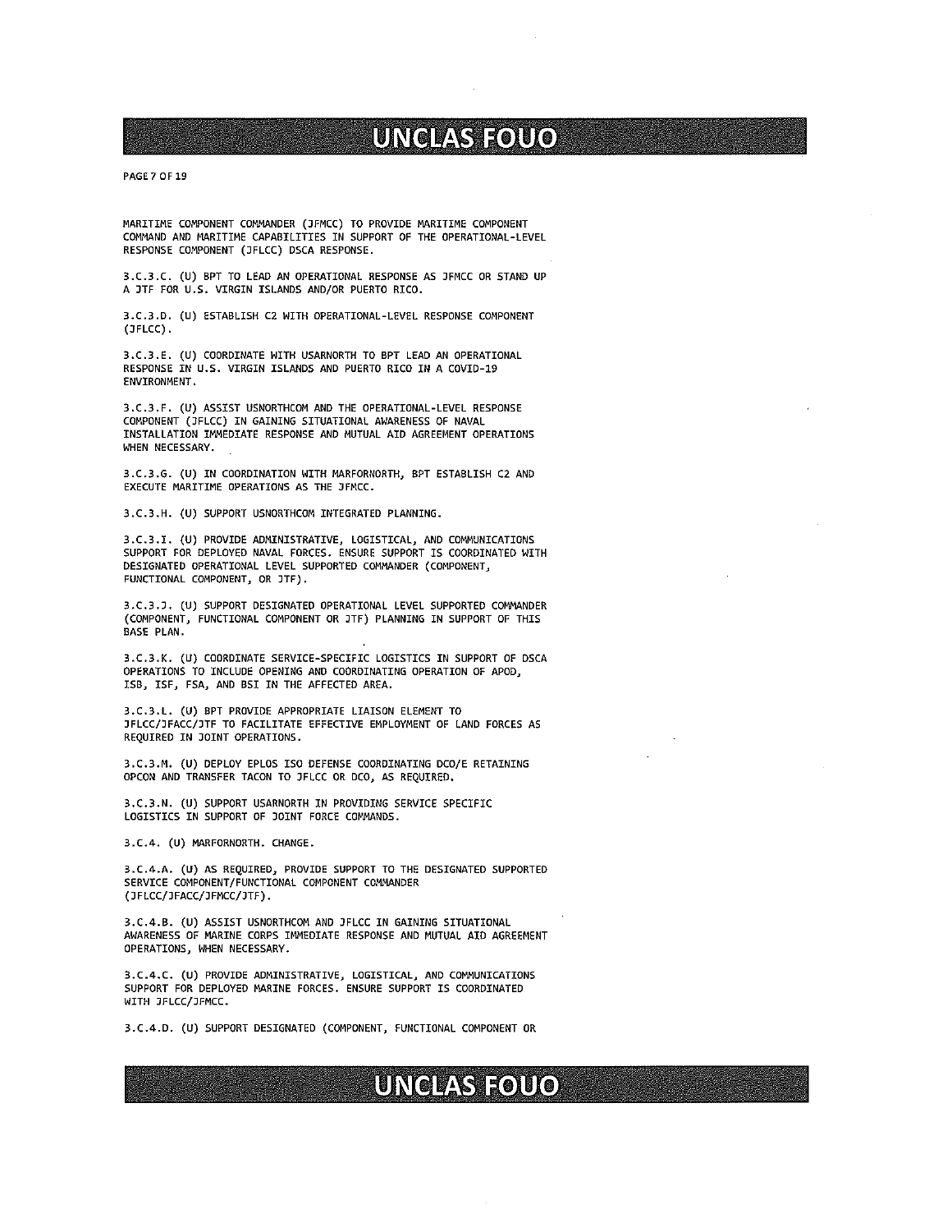MARITIME COMPONENT COMMANDER (JFMCC) TO PROVIDE MARITIME COMPONENT COMMAND AND MARITIME CAPABILITIES IN SUPPORT OF THE OPERATIONAL-LEVEL RESPONSE COMPONENT (JFLCC) DSCA RESPONSE.

3.C.3.C. (U) BPT TO LEAD AN OPERATIONAL RESPONSE AS JFMCC OR STAND UP A JTF FOR U.S. VIRGIN ISLANDS AND/OR PUERTO RICO.

3.C.3.D. (U) ESTABLISH C2 WITH OPERATIONAL-LEVEL RESPONSE COMPONENT (JFLCC).

3.C.3.E. (U) COORDINATE WITH USARNORTH TO BPT LEAD AN OPERATIONAL RESPONSE IN U.S. VIRGIN ISLANDS AND PUERTO RICO IN A COVID-19 ENVIRONMENT.

3.C.3.F. (U) ASSIST USNORTHCOM AND THE OPERATIONAL-LEVEL RESPONSE COMPONENT (JFLCC) IN GAINING SITUATIONAL AWARENESS OF NAVAL INSTALLATION IMMEDIATE RESPONSE AND MUTUAL AID AGREEMENT OPERATIONS WHEN NECESSARY.

3.C.3.G. (U) IN COORDINATION WITH MARFORNORTH, BPT ESTABLISH C2 AND EXECUTE MARITIME OPERATIONS AS THE JFMCC.

3.C.3.H. (U) SUPPORT USNORTHCOM INTEGRATED PLANNING.

3.C.3.I. (U) PROVIDE ADMINISTRATIVE, LOGISTICAL, AND COMMUNICATIONS SUPPORT FOR DEPLOYED NAVAL FORCES. ENSURE SUPPORT IS COORDINATED WITH DESIGNATED OPERATIONAL LEVEL SUPPORTED COMMANDER (COMPONENT, FUNCTIONAL COMPONENT, OR JTF).

3.C.3.J. (U) SUPPORT DESIGNATED OPERATIONAL LEVEL SUPPORTED COMMANDER (COMPONENT, FUNCTIONAL COMPONENT OR JTF) PLANNING IN SUPPORT OF THIS BASE PLAN.

3.C.3.K. (U) COORDINATE SERVICE-SPECIFIC LOGISTICS IN SUPPORT OF DSCA OPERATIONS TO INCLUDE OPENING AND COORDINATING OPERATION OF APOD, ISB, ISF, FSA, AND BSI IN THE AFFECTED AREA.

3.C.3.L. (U) BPT PROVIDE APPROPRIATE LIAISON ELEMENT TO JFLCC/JFACC/JTF TO FACILITATE EFFECTIVE EMPLOYMENT OF LAND FORCES AS REQUIRED IN JOINT OPERATIONS.

3.C.3.M. (U) DEPLOY EPLOS ISO DEFENSE COORDINATING DCO/E RETAINING OPCON AND TRANSFER TACON TO JFLCC OR DCO, AS REQUIRED.

3.C.3.N. (U) SUPPORT USARNORTH IN PROVIDING SERVICE SPECIFIC LOGISTICS IN SUPPORT OF JOINT FORCE COMMANDS.

3.C.4. (U) MARFORNORTH. CHANGE.

3.C.4.A. (U) AS REQUIRED, PROVIDE SUPPORT TO THE DESIGNATED SUPPORTED SERVICE COMPONENT/FUNCTIONAL COMPONENT COMMANDER (JFLCC/JFACC/JFMCC/JTF).

3.C.4.B. (U) ASSIST USNORTHCOM AND JFLCC IN GAINING SITUATIONAL AWARENESS OF MARINE CORPS IMMEDIATE RESPONSE AND MUTUAL AID AGREEMENT OPERATIONS, WHEN NECESSARY.

3.C.4.C. (U) PROVIDE ADMINISTRATIVE, LOGISTICAL, AND COMMUNICATIONS SUPPORT FOR DEPLOYED MARINE FORCES. ENSURE SUPPORT IS COORDINATED WITH JFLCC/JFMCC.

3.C.4.D. (U) SUPPORT DESIGNATED (COMPONENT, FUNCTIONAL COMPONENT OR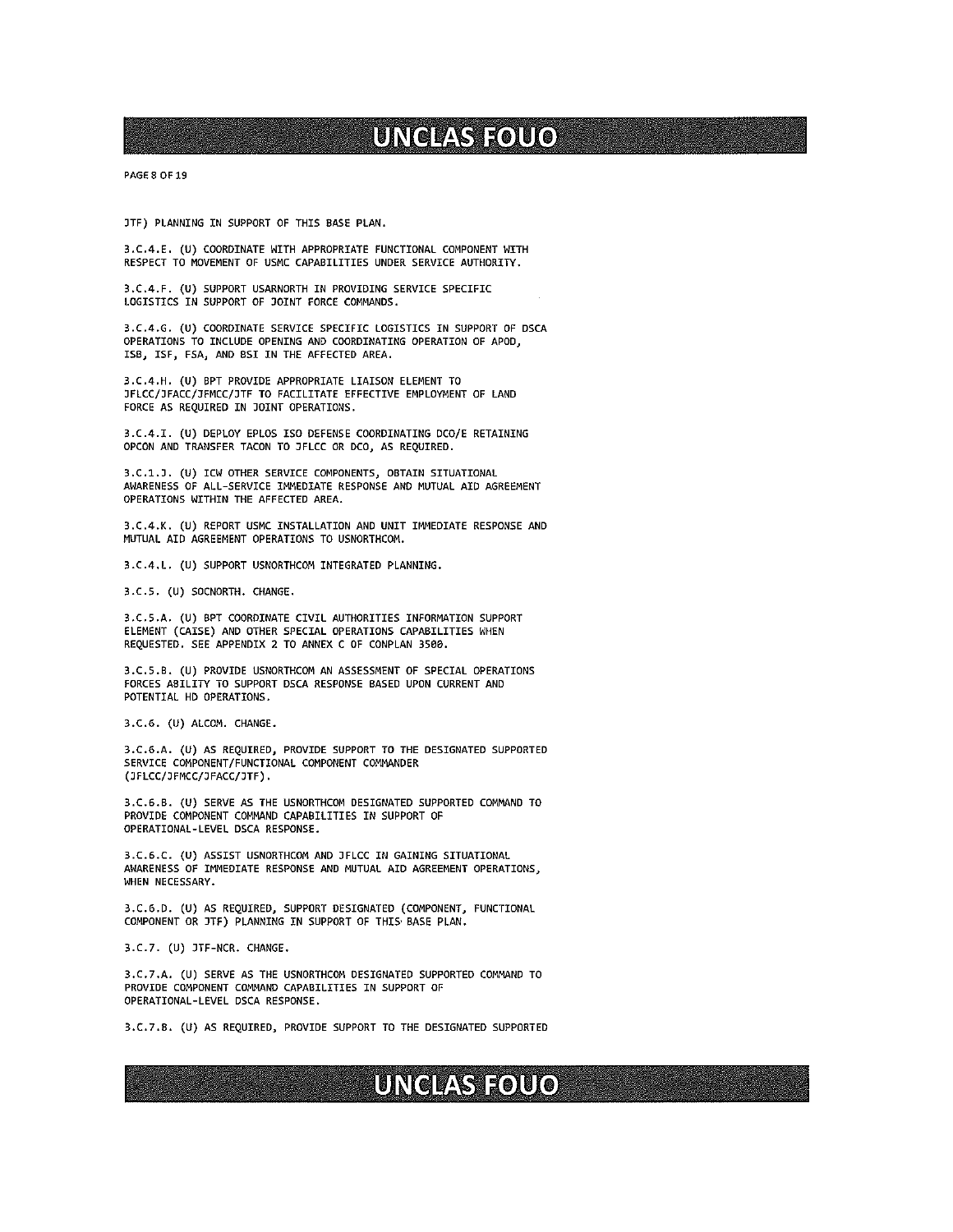JTF) PLANNING IN SUPPORT OF THIS BASE PLAN.

3.C.4.E. (U) COORDINATE WITH APPROPRIATE FUNCTIONAL COMPONENT WITH RESPECT TO MOVEMENT OF USMC CAPABILITIES UNDER SERVICE AUTHORITY.

3.C.4.F. (U) SUPPORT USARNORTH IN PROVIDING SERVICE SPECIFIC LOGISTICS IN SUPPORT OF JOINT FORCE COMMANDS.

3.C.4.G. (U) COORDINATE SERVICE SPECIFIC LOGISTICS IN SUPPORT OF DSCA OPERATIONS TO INCLUDE OPENING AND COORDINATING OPERATION OF APOD, ISB, ISF, FSA, AND BSI IN THE AFFECTED AREA.

3.C.4.H. (U) BPT PROVIDE APPROPRIATE LIAISON ELEMENT TO JFLCC/JFACC/JFMCC/JTF TO FACILITATE EFFECTIVE EMPLOYMENT OF LAND FORCE AS REQUIRED IN JOINT OPERATIONS.

3.C.4.I. (U) DEPLOY EPLOS ISO DEFENSE COORDINATING DCO/E RETAINING OPCON AND TRANSFER TACON TO JFLCC OR DCO, AS REQUIRED.

3.C.1.J. (U) ICW OTHER SERVICE COMPONENTS, OBTAIN SITUATIONAL AWARENESS OF ALL-SERVICE IMMEDIATE RESPONSE AND MUTUAL AID AGREEMENT OPERATIONS WITHIN THE AFFECTED AREA.

3.C.4.K. (U) REPORT USMC INSTALLATION AND UNIT IMMEDIATE RESPONSE AND MUTUAL AID AGREEMENT OPERATIONS TO USNORTHCOM.

3.C.4.L. (U) SUPPORT USNORTHCOM INTEGRATED PLANNING.

3.C.5. (U) SOCNORTH. CHANGE.

3.C.5.A. (U) BPT COORDINATE CIVIL AUTHORITIES INFORMATION SUPPORT ELEMENT (CAISE) AND OTHER SPECIAL OPERATIONS CAPABILITIES WHEN REQUESTED. SEE APPENDIX 2 TO ANNEX C OF CONPLAN 3500.

3.C.5.B. (U) PROVIDE USNORTHCOM AN ASSESSMENT OF SPECIAL OPERATIONS FORCES ABILITY TO SUPPORT DSCA RESPONSE BASED UPON CURRENT AND POTENTIAL HD OPERATIONS.

3.C.6. (U) ALCOM. CHANGE.

3.C.6.A. (U) AS REQUIRED, PROVIDE SUPPORT TO THE DESIGNATED SUPPORTED SERVICE COMPONENT/FUNCTIONAL COMPONENT COMMANDER (JFLCC/JFMCC/JFACC/JTF).

3.C.6.B. (U) SERVE AS THE USNORTHCOM DESIGNATED SUPPORTED COMMAND TO PROVIDE COMPONENT COMMAND CAPABILITIES IN SUPPORT OF OPERATIONAL-LEVEL DSCA RESPONSE.

3.C.6.C. (U) ASSIST USNORTHCOM AND JFLCC IN GAINING SITUATIONAL AWARENESS OF IMMEDIATE RESPONSE AND MUTUAL AID AGREEMENT OPERATIONS, WHEN NECESSARY.

3.C.6.D. (U) AS REQUIRED, SUPPORT DESIGNATED (COMPONENT, FUNCTIONAL COMPONENT OR JTF) PLANNING IN SUPPORT OF THIS BASE PLAN.

3.C.7. (U) JTF-NCR. CHANGE.

3.C.7.A. (U) SERVE AS THE USNORTHCOM DESIGNATED SUPPORTED COMMAND TO PROVIDE COMPONENT COMMAND CAPABILITIES IN SUPPORT OF OPERATIONAL-LEVEL DSCA RESPONSE.

3.C.7.B. (U) AS REQUIRED, PROVIDE SUPPORT TO THE DESIGNATED SUPPORTED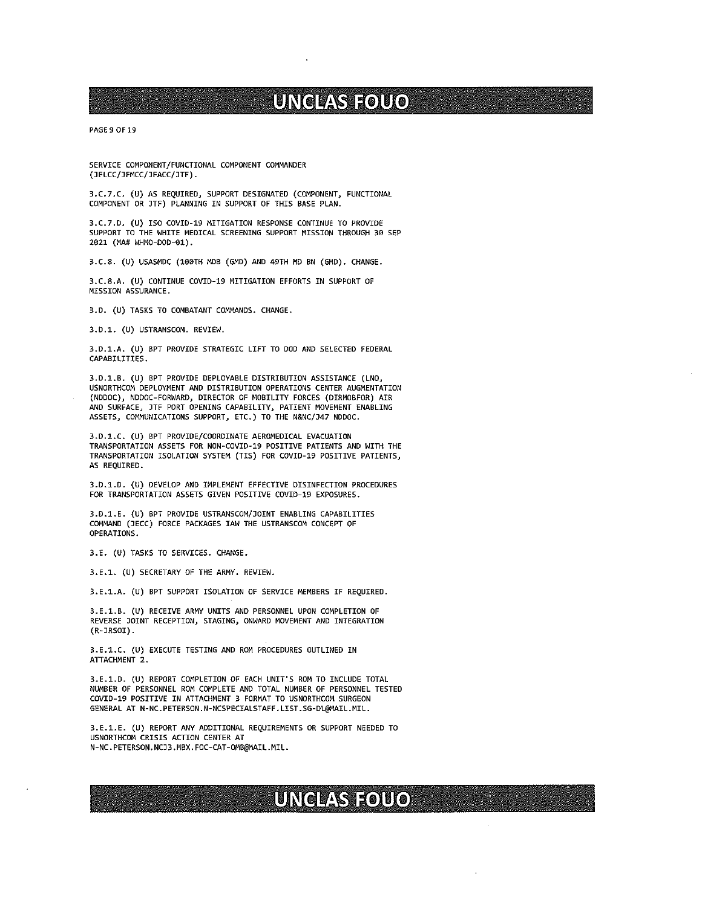SERVICE COMPONENT/FUNCTIONAL COMPONENT COMMANDER (JFLCC/JFMCC/JFACC/JTF).

3.C.7.C. (U) AS REQUIRED, SUPPORT DESIGNATED (COMPONENT, FUNCTIONAL COMPONENT OR JTF) PLANNING IN SUPPORT OF THIS BASE PLAN.

3.C.7.D. (U) ISO COVID-19 MITIGATION RESPONSE CONTINUE TO PROVIDE SUPPORT TO THE WHITE MEDICAL SCREENING SUPPORT MISSION THROUGH 30 SEP 2021 (MA# WHMO-DOD-01).

3.C.8. (U) USASMDC (100TH MDB (GMD) AND 49TH MD BN (GMD). CHANGE.

3.C.8.A. (U) CONTINUE COVID-19 MITIGATION EFFORTS IN SUPPORT OF MISSION ASSURANCE.

3.D. (U) TASKS TO COMBATANT COMMANDS. CHANGE.

3.D.1. (U) USTRANSCOM. REVIEW.

3.D.1.A. (U) BPT PROVIDE STRATEGIC LIFT TO DOD AND SELECTED FEDERAL CAPABILITIES.

3.D.1.B. (U) BPT PROVIDE DEPLOYABLE DISTRIBUTION ASSISTANCE (LNO, USNORTHCOM DEPLOYMENT AND DISTRIBUTION OPERATIONS CENTER AUGMENTATION (NDDOC), NDDOC-FORWARD, DIRECTOR OF MOBILITY FORCES (DIRMOBFOR) AIR AND SURFACE, JTF PORT OPENING CAPABILITY, PATIENT MOVEMENT ENABLING ASSETS, COMMUNICATIONS SUPPORT, ETC.) TO THE N&NC/J47 NDDOC.

3.D.1.C. (U) BPT PROVIDE/COORDINATE AEROMEDICAL EVACUATION TRANSPORTATION ASSETS FOR NON-COVID-19 POSITIVE PATIENTS AND WITH THE TRANSPORTATION ISOLATION SYSTEM (TIS) FOR COVID-19 POSITIVE PATIENTS, AS REQUIRED.

3.D.1.D. (U) DEVELOP AND IMPLEMENT EFFECTIVE DISINFECTION PROCEDURES FOR TRANSPORTATION ASSETS GIVEN POSITIVE COVID-19 EXPOSURES.

3.D.1.E. (U) BPT PROVIDE USTRANSCOM/JOINT ENABLING CAPABILITIES COMMAND (JECC) FORCE PACKAGES IAW THE USTRANSCOM CONCEPT OF OPERATIONS.

3.E. (U) TASKS TO SERVICES. CHANGE.

3.E.1. (U) SECRETARY OF THE ARMY. REVIEW.

3.E.1.A. (U) BPT SUPPORT ISOLATION OF SERVICE MEMBERS IF REQUIRED.

3.E.1.B. (U) RECEIVE ARMY UNITS AND PERSONNEL UPON COMPLETION OF REVERSE JOINT RECEPTION, STAGING, ONWARD MOVEMENT AND INTEGRATION (R-JRSOI).

3.E.1.C. (U) EXECUTE TESTING AND ROM PROCEDURES OUTLINED IN ATTACHMENT 2.

3.E.1.D. (U) REPORT COMPLETION OF EACH UNIT'S ROM TO INCLUDE TOTAL NUMBER OF PERSONNEL ROM COMPLETE AND TOTAL NUMBER OF PERSONNEL TESTED COVID-19 POSITIVE IN ATTACHMENT 3 FORMAT TO USNORTHCOM SURGEON GENERAL AT N-NC.PETERSON.N-NCSPECIALSTAFF.LIST.SG-DL@MAIL.MIL.

3.E.1.E. (U) REPORT ANY ADDITIONAL REQUIREMENTS OR SUPPORT NEEDED TO USNORTHCOM CRISIS ACTION CENTER AT N-NC.PETERSON.NCJ3.MBX.FOC-CAT-OMB@MAIL.MIL.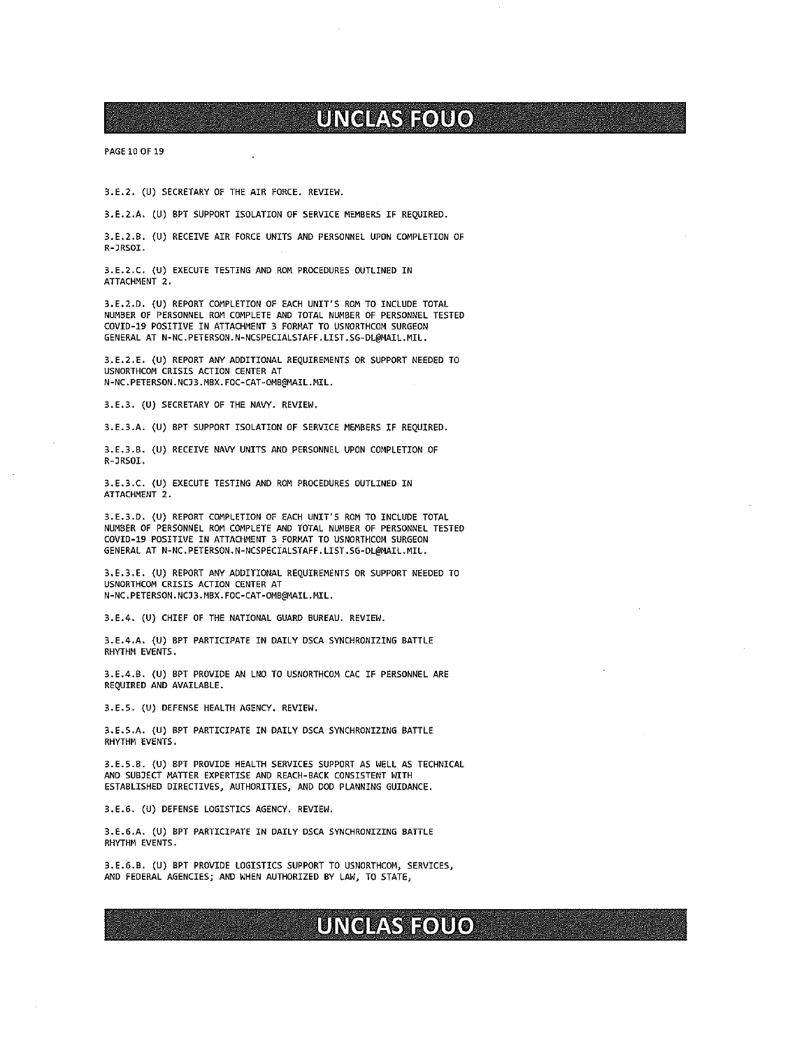3.E.2. (U) SECRETARY OF THE AIR FORCE. REVIEW.

3.E.2.A. (U) BPT SUPPORT ISOLATION OF SERVICE MEMBERS IF REQUIRED.

3.E.2.B. (U) RECEIVE AIR FORCE UNITS AND PERSONNEL UPON COMPLETION OF R-JRSOI.

3.E.2.C. (U) EXECUTE TESTING AND ROM PROCEDURES OUTLINED IN ATTACHMENT 2.

3.E.2.D. (U) REPORT COMPLETION OF EACH UNIT'S ROM TO INCLUDE TOTAL NUMBER OF PERSONNEL ROM COMPLETE AND TOTAL NUMBER OF PERSONNEL TESTED COVID-19 POSITIVE IN ATTACHMENT 3 FORMAT TO USNORTHCOM SURGEON GENERAL AT N-NC.PETERSON.N-NCSPECIALSTAFF.LIST.SG-DL@MAIL.MIL.

3.E.2.E. (U) REPORT ANY ADDITIONAL REQUIREMENTS OR SUPPORT NEEDED TO USNORTHCOM CRISIS ACTION CENTER AT N-NC.PETERSON.NCJ3.MBX.FOC-CAT-OMB@MAIL.MIL.

3.E.3. (U) SECRETARY OF THE NAVY. REVIEW.

3.E.3.A. (U) BPT SUPPORT ISOLATION OF SERVICE MEMBERS IF REQUIRED.

3.E.3.B. (U) RECEIVE NAVY UNITS AND PERSONNEL UPON COMPLETION OF R-JRSOI.

3.E.3.C. (U) EXECUTE TESTING AND ROM PROCEDURES OUTLINED IN ATTACHMENT 2.

3.E.3.D. (U) REPORT COMPLETION OF EACH UNIT'S ROM TO INCLUDE TOTAL NUMBER OF PERSONNEL ROM COMPLETE AND TOTAL NUMBER OF PERSONNEL TESTED COVID-19 POSITIVE IN ATTACHMENT 3 FORMAT TO USNORTHCOM SURGEON GENERAL AT N-NC.PETERSON.N-NCSPECIALSTAFF.LIST.SG-DL@MAIL.MIL.

3.E.3.E. (U) REPORT ANY ADDITIONAL REQUIREMENTS OR SUPPORT NEEDED TO USNORTHCOM CRISIS ACTION CENTER AT N-NC.PETERSON.NCJ3.MBX.FOC-CAT-OMB@MAIL.MIL.

3.E.4. (U) CHIEF OF THE NATIONAL GUARD BUREAU. REVIEW.

3.E.4.A. (U) BPT PARTICIPATE IN DAILY DSCA SYNCHRONIZING BATTLE RHYTHM EVENTS.

3.E.4.B. (U) BPT PROVIDE AN LNO TO USNORTHCOM CAC IF PERSONNEL ARE REQUIRED AND AVAILABLE.

3.E.5. (U) DEFENSE HEALTH AGENCY. REVIEW.

3.E.5.A. (U) BPT PARTICIPATE IN DAILY DSCA SYNCHRONIZING BATTLE RHYTHM EVENTS.

3.E.5.B. (U) BPT PROVIDE HEALTH SERVICES SUPPORT AS WELL AS TECHNICAL AND SUBJECT MATTER EXPERTISE AND REACH-BACK CONSISTENT WITH ESTABLISHED DIRECTIVES, AUTHORITIES, AND DOD PLANNING GUIDANCE.

3.E.6. (U) DEFENSE LOGISTICS AGENCY. REVIEW.

3.E.6.A. (U) BPT PARTICIPATE IN DAILY DSCA SYNCHRONIZING BATTLE RHYTHM EVENTS.

3.E.6.B. (U) BPT PROVIDE LOGISTICS SUPPORT TO USNORTHCOM, SERVICES, AND FEDERAL AGENCIES; AND WHEN AUTHORIZED BY LAW, TO STATE,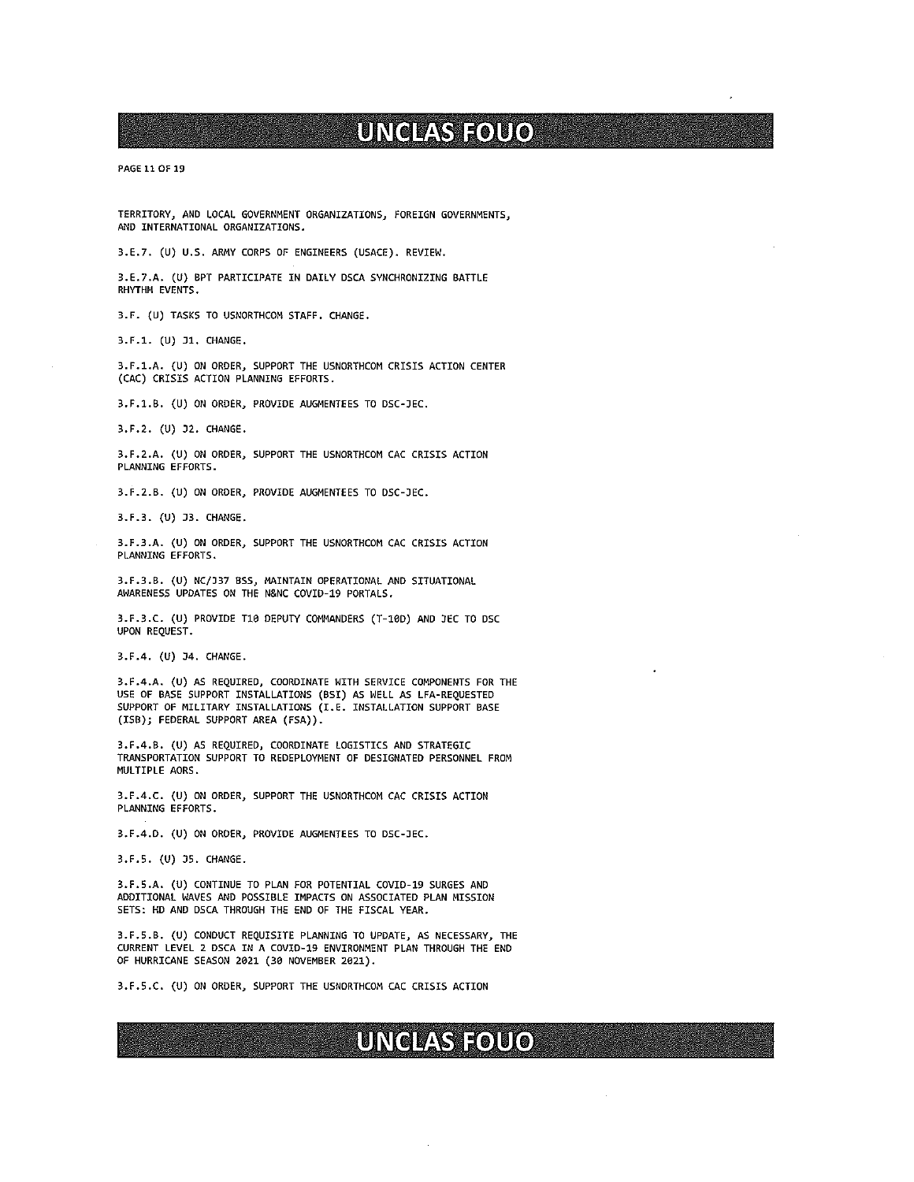TERRITORY, AND LOCAL GOVERNMENT ORGANIZATIONS, FOREIGN GOVERNMENTS, AND INTERNATIONAL ORGANIZATIONS.

3.E.7. (U) U.S. ARMY CORPS OF ENGINEERS (USACE). REVIEW.

3.E.7.A. (U) BPT PARTICIPATE IN DAILY DSCA SYNCHRONIZING BATTLE RHYTHM EVENTS.

3.F. (U) TASKS TO USNORTHCOM STAFF. CHANGE.

3.F.1. (U) J1. CHANGE.

3.F.1.A. (U) ON ORDER, SUPPORT THE USNORTHCOM CRISIS ACTION CENTER (CAC) CRISIS ACTION PLANNING EFFORTS.

3.F.1.B. (U) ON ORDER, PROVIDE AUGMENTEES TO DSC-JEC.

3.F.2. (U) J2. CHANGE.

3.F.2.A. (U) ON ORDER, SUPPORT THE USNORTHCOM CAC CRISIS ACTION PLANNING EFFORTS.

3.F.2.B. (U) ON ORDER, PROVIDE AUGMENTEES TO DSC-JEC.

3.F.3. (U) J3. CHANGE.

3.F.3.A. (U) ON ORDER, SUPPORT THE USNORTHCOM CAC CRISIS ACTION PLANNING EFFORTS.

3.F.3.B. (U) NC/J37 BSS, MAINTAIN OPERATIONAL AND SITUATIONAL AWARENESS UPDATES ON THE N&NC COVID-19 PORTALS.

3.F.3.C. (U) PROVIDE T10 DEPUTY COMMANDERS (T-10D) AND JEC TO DSC UPON REQUEST.

3.F.4. (U) J4. CHANGE.

3.F.4.A. (U) AS REQUIRED, COORDINATE WITH SERVICE COMPONENTS FOR THE USE OF BASE SUPPORT INSTALLATIONS (BSI) AS WELL AS LFA-REQUESTED SUPPORT OF MILITARY INSTALLATIONS (I.E. INSTALLATION SUPPORT BASE (ISB); FEDERAL SUPPORT AREA (FSA)).

3.F.4.B. (U) AS REQUIRED, COORDINATE LOGISTICS AND STRATEGIC TRANSPORTATION SUPPORT TO REDEPLOYMENT OF DESIGNATED PERSONNEL FROM MULTIPLE AORS.

3.F.4.C. (U) ON ORDER, SUPPORT THE USNORTHCOM CAC CRISIS ACTION PLANNING EFFORTS.

3.F.4.D. (U) ON ORDER, PROVIDE AUGMENTEES TO DSC-JEC.

3.F.5. (U) J5. CHANGE.

3.F.5.A. (U) CONTINUE TO PLAN FOR POTENTIAL COVID-19 SURGES AND ADDITIONAL WAVES AND POSSIBLE IMPACTS ON ASSOCIATED PLAN MISSION SETS: HD AND DSCA THROUGH THE END OF THE FISCAL YEAR.

3.F.5.B. (U) CONDUCT REQUISITE PLANNING TO UPDATE, AS NECESSARY, THE CURRENT LEVEL 2 DSCA IN A COVID-19 ENVIRONMENT PLAN THROUGH THE END OF HURRICANE SEASON 2021 (30 NOVEMBER 2021).

3.F.5.C. (U) ON ORDER, SUPPORT THE USNORTHCOM CAC CRISIS ACTION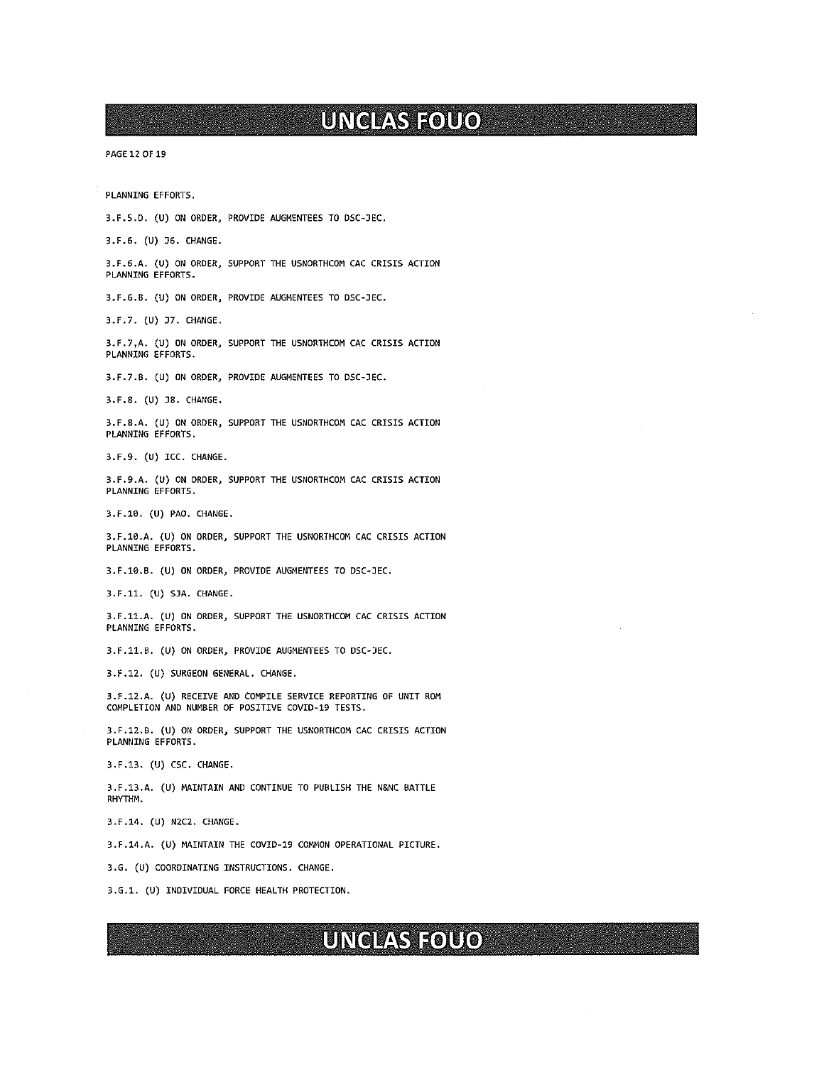PLANNING EFFORTS.

3.F.5.D. (U) ON ORDER, PROVIDE AUGMENTEES TO DSC-JEC.

3.F.6. (U) J6. CHANGE.

3.F.6.A. (U) ON ORDER, SUPPORT THE USNORTHCOM CAC CRISIS ACTION PLANNING EFFORTS.

3.F.6.B. (U) ON ORDER, PROVIDE AUGMENTEES TO DSC-JEC.

3.F.7. (U) J7. CHANGE.

3.F.7,A. (U) ON ORDER, SUPPORT THE USNORTHCOM CAC CRISIS ACTION PLANNING EFFORTS.

3.F.7.B. (U) ON ORDER, PROVIDE AUGMENTEES TO DSC-JEC.

3.F.8. (U) J8. CHANGE.

3.F.8.A. (U) ON ORDER, SUPPORT THE USNORTHCOM CAC CRISIS ACTION PLANNING EFFORTS.

3.F.9. (U) ICC. CHANGE.

3.F.9.A. (U) ON ORDER, SUPPORT THE USNORTHCOM CAC CRISIS ACTION PLANNING EFFORTS.

3.F.10. (U) PAO. CHANGE.

3.F.10.A. (U) ON ORDER, SUPPORT THE USNORTHCOM CAC CRISIS ACTION PLANNING EFFORTS.

3.F.10.B. (U) ON ORDER, PROVIDE AUGMENTEES TO DSC-JEC.

3.F.11. (U) SJA. CHANGE.

3.F.11.A. (U) ON ORDER, SUPPORT THE USNORTHCOM CAC CRISIS ACTION PLANNING EFFORTS.

3.F.11.B. (U) ON ORDER, PROVIDE AUGMENTEES TO DSC-JEC.

3.F.12. (U) SURGEON GENERAL. CHANGE.

3.F.12.A. (U) RECEIVE AND COMPILE SERVICE REPORTING OF UNIT ROM COMPLETION AND NUMBER OF POSITIVE COVID-19 TESTS.

3.F.12.B. (U) ON ORDER, SUPPORT THE USNORTHCOM CAC CRISIS ACTION PLANNING EFFORTS.

3.F.13. (U) CSC. CHANGE.

3.F.13.A. (U) MAINTAIN AND CONTINUE TO PUBLISH THE N&NC BATTLE RHYTHM.

3.F.14. (U) N2C2. CHANGE.

3.F.14.A. (U) MAINTAIN THE COVID-19 COMMON OPERATIONAL PICTURE.

3.G. (U) COORDINATING INSTRUCTIONS. CHANGE.

3.G.1. (U) INDIVIDUAL FORCE HEALTH PROTECTION.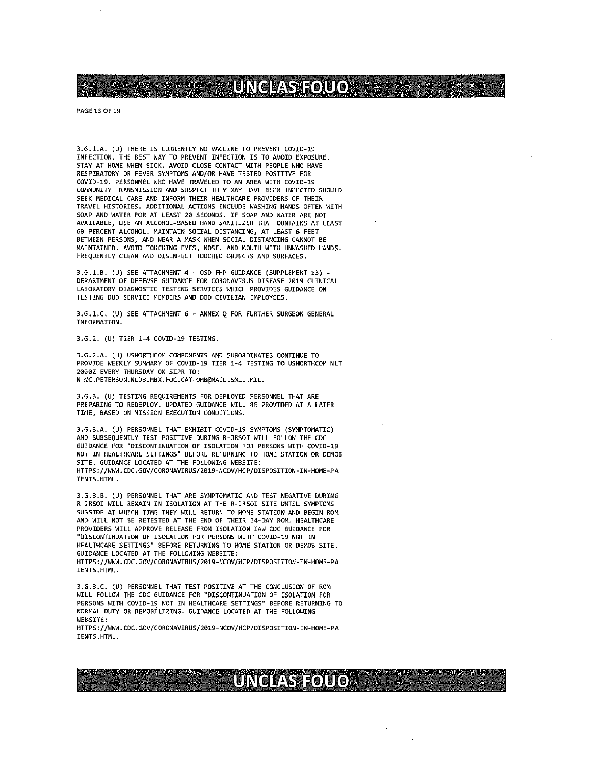3.G.1.A. (U) THERE IS CURRENTLY NO VACCINE TO PREVENT COVID-19 INFECTION. THE BEST WAY TO PREVENT INFECTION IS TO AVOID EXPOSURE. STAY AT HOME WHEN SICK. AVOID CLOSE CONTACT WITH PEOPLE WHO HAVE RESPIRATORY OR FEVER SYMPTOMS AND/OR HAVE TESTED POSITIVE FOR COVID-19. PERSONNEL WHO HAVE TRAVELED TO AN AREA WITH COVID-19 COMMUNITY TRANSMISSION AND SUSPECT THEY MAY HAVE BEEN INFECTED SHOULD SEEK MEDICAL CARE AND INFORM THEIR HEALTHCARE PROVIDERS OF THEIR TRAVEL HISTORIES. ADDITIONAL ACTIONS INCLUDE WASHING HANDS OFTEN WITH SOAP AND WATER FOR AT LEAST 20 SECONDS. IF SOAP AND WATER ARE NOT AVAILABLE, USE AN ALCOHOL-BASED HAND SANITIZER THAT CONTAINS AT LEAST 60 PERCENT ALCOHOL. MAINTAIN SOCIAL DISTANCING, AT LEAST 6 FEET BETWEEN PERSONS, AND WEAR A MASK WHEN SOCIAL DISTANCING CANNOT BE MAINTAINED. AVOID TOUCHING EYES, NOSE, AND MOUTH WITH UNWASHED HANDS. FREQUENTLY CLEAN AND DISINFECT TOUCHED OBJECTS AND SURFACES.

3.G.1.B. (U) SEE ATTACHMENT 4 - OSD FHP GUIDANCE (SUPPLEMENT 13) - DEPARTMENT OF DEFENSE GUIDANCE FOR CORONAVIRUS DISEASE 2019 CLINICAL LABORATORY DIAGNOSTIC TESTING SERVICES WHICH PROVIDES GUIDANCE ON TESTING DOD SERVICE MEMBERS AND DOD CIVILIAN EMPLOYEES.

3.G.1.C. (U) SEE ATTACHMENT 6 - ANNEX Q FOR FURTHER SURGEON GENERAL INFORMATION.

3.G.2. (U) TIER 1-4 COVID-19 TESTING.

3.G.2.A. (U) USNORTHCOM COMPONENTS AND SUBORDINATES CONTINUE TO PROVIDE WEEKLY SUMMARY OF COVID-19 TIER 1-4 TESTING TO USNORTHCOM NLT 2000Z EVERY THURSDAY ON SIPR TO: N-NC.PETERSON.NCJ3.MBX.FOC.CAT-OMB@MAIL.SMIL.MIL.

3.G.3. (U) TESTING REQUIREMENTS FOR DEPLOYED PERSONNEL THAT ARE PREPARING TO REDEPLOY. UPDATED GUIDANCE WILL BE PROVIDED AT A LATER TIME, BASED ON MISSION EXECUTION CONDITIONS.

3.G.3.A. (U) PERSONNEL THAT EXHIBIT COVID-19 SYMPTOMS (SYMPTOMATIC) AND SUBSEQUENTLY TEST POSITIVE DURING R-JRSOI WILL FOLLOW THE CDC GUIDANCE FOR "DISCONTINUATION OF ISOLATION FOR PERSONS WITH COVID-19 NOT IN HEALTHCARE SETTINGS" BEFORE RETURNING TO HOME STATION OR DEMOB SITE. GUIDANCE LOCATED AT THE FOLLOWING WEBSITE: HTTPS://WWW.CDC.GOV/CORONAVIRUS/2019-NCOV/HCP/DISPOSITION-IN-HOME-PATIENTS.HTML.

3.G.3.B. (U) PERSONNEL THAT ARE SYMPTOMATIC AND TEST NEGATIVE DURING R-JRSOI WILL REMAIN IN ISOLATION AT THE R-JRSOI SITE UNTIL SYMPTOMS SUBSIDE AT WHICH TIME THEY WILL RETURN TO HOME STATION AND BEGIN ROM AND WILL NOT BE RETESTED AT THE END OF THEIR 14-DAY ROM. HEALTHCARE PROVIDERS WILL APPROVE RELEASE FROM ISOLATION IAW CDC GUIDANCE FOR "DISCONTINUATION OF ISOLATION FOR PERSONS WITH COVID-19 NOT IN HEALTHCARE SETTINGS" BEFORE RETURNING TO HOME STATION OR DEMOB SITE. GUIDANCE LOCATED AT THE FOLLOWING WEBSITE: HTTPS://WWW.CDC.GOV/CORONAVIRUS/2019-NCOV/HCP/DISPOSITION-IN-HOME-PATIENTS.HTML.

3.G.3.C. (U) PERSONNEL THAT TEST POSITIVE AT THE CONCLUSION OF ROM WILL FOLLOW THE CDC GUIDANCE FOR "DISCONTINUATION OF ISOLATION FOR PERSONS WITH COVID-19 NOT IN HEALTHCARE SETTINGS" BEFORE RETURNING TO NORMAL DUTY OR DEMOBILIZING. GUIDANCE LOCATED AT THE FOLLOWING WEBSITE: HTTPS://WWW.CDC.GOV/CORONAVIRUS/2019-NCOV/HCP/DISPOSITION-IN-HOME-PATIENTS.HTML.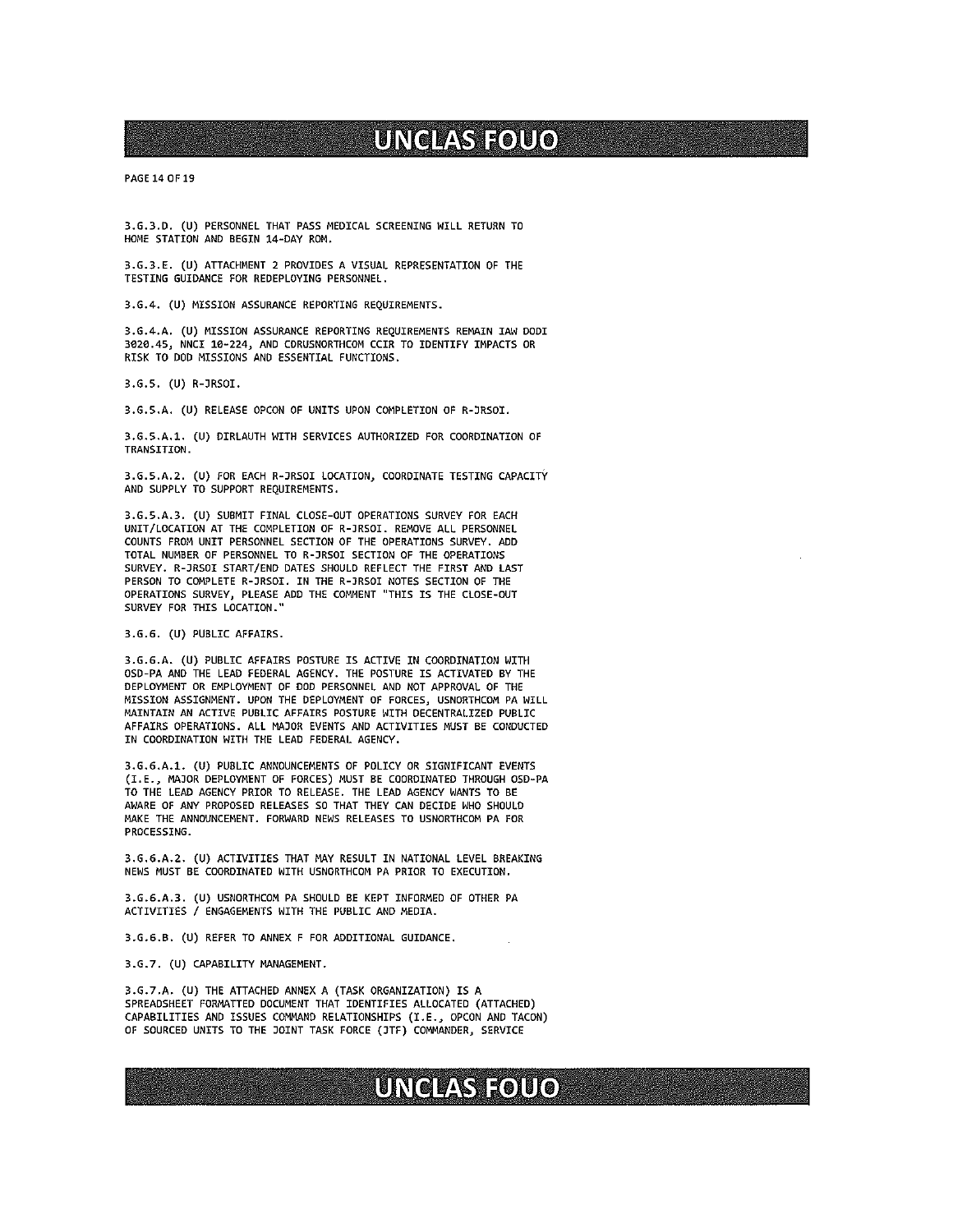3.G.3.D. (U) PERSONNEL THAT PASS MEDICAL SCREENING WILL RETURN TO HOME STATION AND BEGIN 14-DAY ROM.

3.G.3.E. (U) ATTACHMENT 2 PROVIDES A VISUAL REPRESENTATION OF THE TESTING GUIDANCE FOR REDEPLOYING PERSONNEL.

3.G.4. (U) MISSION ASSURANCE REPORTING REQUIREMENTS.

3.G.4.A. (U) MISSION ASSURANCE REPORTING REQUIREMENTS REMAIN IAW DODI 3020.45, NNCI 10-224, AND CDRUSNORTHCOM CCIR TO IDENTIFY IMPACTS OR RISK TO DOD MISSIONS AND ESSENTIAL FUNCTIONS.

3.G.5. (U) R-JRSOI.

3.G.5.A. (U) RELEASE OPCON OF UNITS UPON COMPLETION OF R-JRSOI.

3.G.5.A.1. (U) DIRLAUTH WITH SERVICES AUTHORIZED FOR COORDINATION OF TRANSITION.

3.G.5.A.2. (U) FOR EACH R-JRSOI LOCATION, COORDINATE TESTING CAPACITY AND SUPPLY TO SUPPORT REQUIREMENTS.

3.G.5.A.3. (U) SUBMIT FINAL CLOSE-OUT OPERATIONS SURVEY FOR EACH UNIT/LOCATION AT THE COMPLETION OF R-JRSOI. REMOVE ALL PERSONNEL COUNTS FROM UNIT PERSONNEL SECTION OF THE OPERATIONS SURVEY. ADD TOTAL NUMBER OF PERSONNEL TO R-JRSOI SECTION OF THE OPERATIONS SURVEY. R-JRSOI START/END DATES SHOULD REFLECT THE FIRST AND LAST PERSON TO COMPLETE R-JRSOI. IN THE R-JRSOI NOTES SECTION OF THE OPERATIONS SURVEY, PLEASE ADD THE COMMENT "THIS IS THE CLOSE-OUT SURVEY FOR THIS LOCATION."

3.G.6. (U) PUBLIC AFFAIRS.

3.G.6.A. (U) PUBLIC AFFAIRS POSTURE IS ACTIVE IN COORDINATION WITH OSD-PA AND THE LEAD FEDERAL AGENCY. THE POSTURE IS ACTIVATED BY THE DEPLOYMENT OR EMPLOYMENT OF DOD PERSONNEL AND NOT APPROVAL OF THE MISSION ASSIGNMENT. UPON THE DEPLOYMENT OF FORCES, USNORTHCOM PA WILL MAINTAIN AN ACTIVE PUBLIC AFFAIRS POSTURE WITH DECENTRALIZED PUBLIC AFFAIRS OPERATIONS. ALL MAJOR EVENTS AND ACTIVITIES MUST BE CONDUCTED IN COORDINATION WITH THE LEAD FEDERAL AGENCY.

3.G.6.A.1. (U) PUBLIC ANNOUNCEMENTS OF POLICY OR SIGNIFICANT EVENTS (I.E., MAJOR DEPLOYMENT OF FORCES) MUST BE COORDINATED THROUGH OSD-PA TO THE LEAD AGENCY PRIOR TO RELEASE. THE LEAD AGENCY WANTS TO BE AWARE OF ANY PROPOSED RELEASES SO THAT THEY CAN DECIDE WHO SHOULD MAKE THE ANNOUNCEMENT. FORWARD NEWS RELEASES TO USNORTHCOM PA FOR PROCESSING.

3.G.6.A.2. (U) ACTIVITIES THAT MAY RESULT IN NATIONAL LEVEL BREAKING NEWS MUST BE COORDINATED WITH USNORTHCOM PA PRIOR TO EXECUTION.

3.G.6.A.3. (U) USNORTHCOM PA SHOULD BE KEPT INFORMED OF OTHER PA ACTIVITIES / ENGAGEMENTS WITH THE PUBLIC AND MEDIA.

3.G.6.B. (U) REFER TO ANNEX F FOR ADDITIONAL GUIDANCE.

3.G.7. (U) CAPABILITY MANAGEMENT.

3.G.7.A. (U) THE ATTACHED ANNEX A (TASK ORGANIZATION) IS A SPREADSHEET FORMATTED DOCUMENT THAT IDENTIFIES ALLOCATED (ATTACHED) CAPABILITIES AND ISSUES COMMAND RELATIONSHIPS (I.E., OPCON AND TACON) OF SOURCED UNITS TO THE JOINT TASK FORCE (JTF) COMMANDER, SERVICE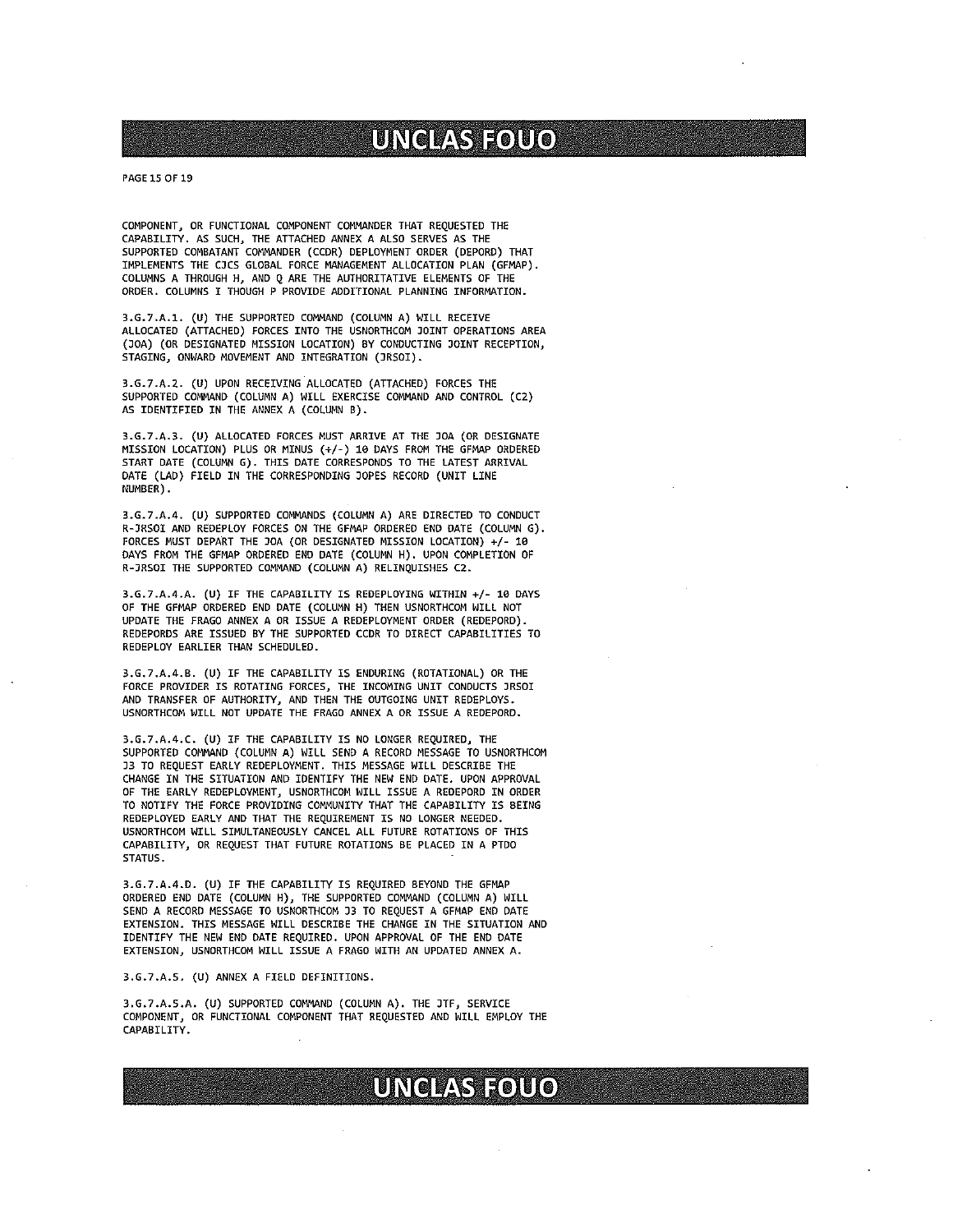COMPONENT, OR FUNCTIONAL COMPONENT COMMANDER THAT REQUESTED THE CAPABILITY. AS SUCH, THE ATTACHED ANNEX A ALSO SERVES AS THE SUPPORTED COMBATANT COMMANDER (CCDR) DEPLOYMENT ORDER (DEPORD) THAT IMPLEMENTS THE CJCS GLOBAL FORCE MANAGEMENT ALLOCATION PLAN (GFMAP). COLUMNS A THROUGH H, AND Q ARE THE AUTHORITATIVE ELEMENTS OF THE ORDER. COLUMNS I THOUGH P PROVIDE ADDITIONAL PLANNING INFORMATION.

3.G.7.A.1. (U) THE SUPPORTED COMMAND (COLUMN A) WILL RECEIVE ALLOCATED (ATTACHED) FORCES INTO THE USNORTHCOM JOINT OPERATIONS AREA (JOA) (OR DESIGNATED MISSION LOCATION) BY CONDUCTING JOINT RECEPTION, STAGING, ONWARD MOVEMENT AND INTEGRATION (JRSOI).

3.G.7.A.2. (U) UPON RECEIVING ALLOCATED (ATTACHED) FORCES THE SUPPORTED COMMAND (COLUMN A) WILL EXERCISE COMMAND AND CONTROL (C2) AS IDENTIFIED IN THE ANNEX A (COLUMN B).

3.G.7.A.3. (U) ALLOCATED FORCES MUST ARRIVE AT THE JOA (OR DESIGNATE MISSION LOCATION) PLUS OR MINUS (+/-) 10 DAYS FROM THE GFMAP ORDERED START DATE (COLUMN G). THIS DATE CORRESPONDS TO THE LATEST ARRIVAL DATE (LAD) FIELD IN THE CORRESPONDING JOPES RECORD (UNIT LINE NUMBER).

3.G.7.A.4. (U) SUPPORTED COMMANDS (COLUMN A) ARE DIRECTED TO CONDUCT R-JRSOI AND REDEPLOY FORCES ON THE GFMAP ORDERED END DATE (COLUMN G). FORCES MUST DEPART THE JOA (OR DESIGNATED MISSION LOCATION) +/- 10 DAYS FROM THE GFMAP ORDERED END DATE (COLUMN H). UPON COMPLETION OF R-JRSOI THE SUPPORTED COMMAND (COLUMN A) RELINQUISHES C2.

3.G.7.A.4.A. (U) IF THE CAPABILITY IS REDEPLOYING WITHIN +/- 10 DAYS OF THE GFMAP ORDERED END DATE (COLUMN H) THEN USNORTHCOM WILL NOT UPDATE THE FRAGO ANNEX A OR ISSUE A REDEPLOYMENT ORDER (REDEPORD). REDEPORDS ARE ISSUED BY THE SUPPORTED CCDR TO DIRECT CAPABILITIES TO REDEPLOY EARLIER THAN SCHEDULED.

3.G.7.A.4.B. (U) IF THE CAPABILITY IS ENDURING (ROTATIONAL) OR THE FORCE PROVIDER IS ROTATING FORCES, THE INCOMING UNIT CONDUCTS JRSOI AND TRANSFER OF AUTHORITY, AND THEN THE OUTGOING UNIT REDEPLOYS. USNORTHCOM WILL NOT UPDATE THE FRAGO ANNEX A OR ISSUE A REDEPORD.

3.G.7.A.4.C. (U) IF THE CAPABILITY IS NO LONGER REQUIRED, THE SUPPORTED COMMAND (COLUMN A) WILL SEND A RECORD MESSAGE TO USNORTHCOM J3 TO REQUEST EARLY REDEPLOYMENT. THIS MESSAGE WILL DESCRIBE THE CHANGE IN THE SITUATION AND IDENTIFY THE NEW END DATE. UPON APPROVAL OF THE EARLY REDEPLOYMENT, USNORTHCOM WILL ISSUE A REDEPORD IN ORDER TO NOTIFY THE FORCE PROVIDING COMMUNITY THAT THE CAPABILITY IS BEING REDEPLOYED EARLY AND THAT THE REQUIREMENT IS NO LONGER NEEDED. USNORTHCOM WILL SIMULTANEOUSLY CANCEL ALL FUTURE ROTATIONS OF THIS CAPABILITY, OR REQUEST THAT FUTURE ROTATIONS BE PLACED IN A PTDO STATUS.

3.G.7.A.4.D. (U) IF THE CAPABILITY IS REQUIRED BEYOND THE GFMAP ORDERED END DATE (COLUMN H), THE SUPPORTED COMMAND (COLUMN A) WILL SEND A RECORD MESSAGE TO USNORTHCOM J3 TO REQUEST A GFMAP END DATE EXTENSION. THIS MESSAGE WILL DESCRIBE THE CHANGE IN THE SITUATION AND IDENTIFY THE NEW END DATE REQUIRED. UPON APPROVAL OF THE END DATE EXTENSION, USNORTHCOM WILL ISSUE A FRAGO WITH AN UPDATED ANNEX A.

3.G.7.A.5. (U) ANNEX A FIELD DEFINITIONS.

3.G.7.A.5.A. (U) SUPPORTED COMMAND (COLUMN A). THE JTF, SERVICE COMPONENT, OR FUNCTIONAL COMPONENT THAT REQUESTED AND WILL EMPLOY THE CAPABILITY.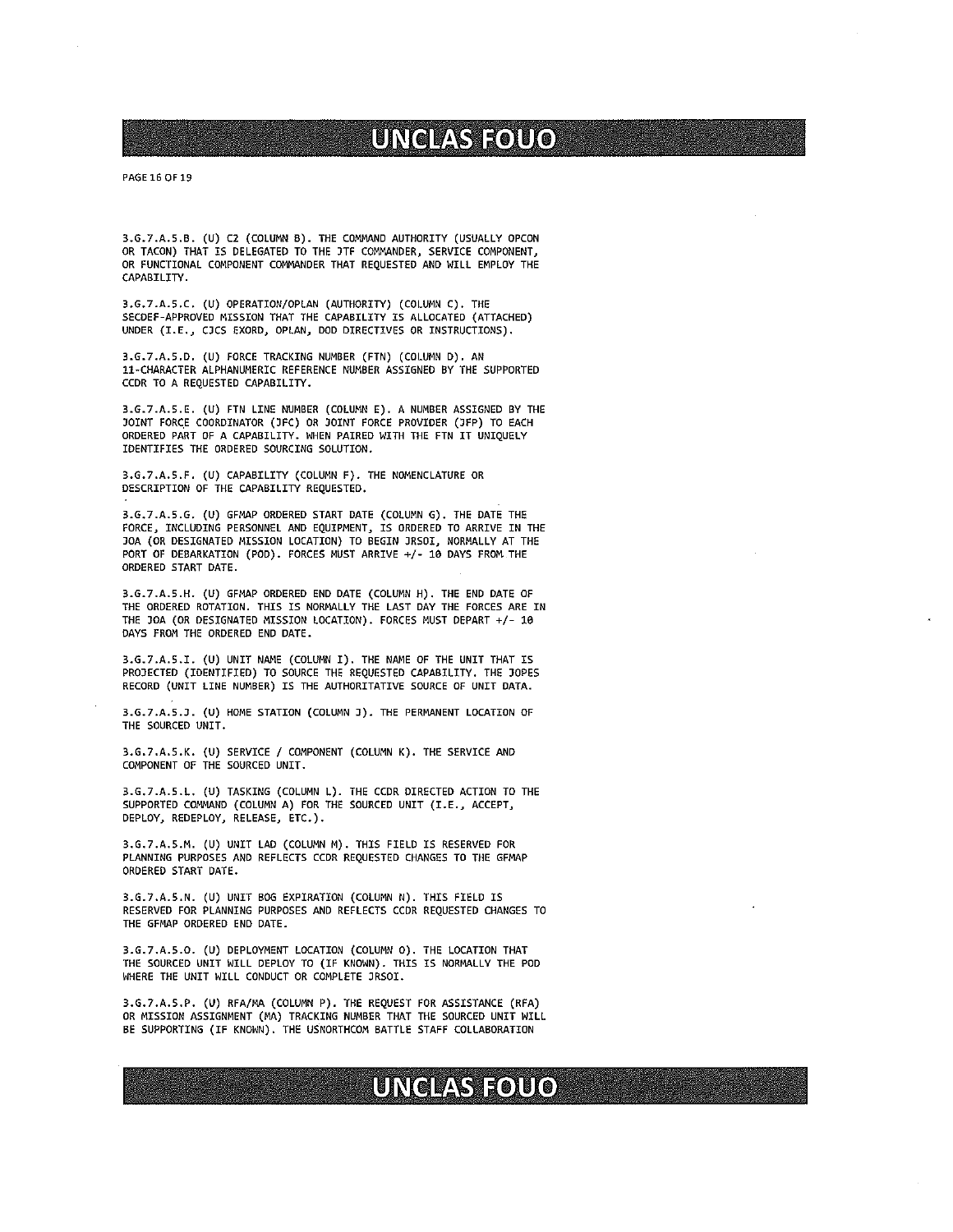3.G.7.A.5.B. (U) C2 (COLUMN B). THE COMMAND AUTHORITY (USUALLY OPCON OR TACON) THAT IS DELEGATED TO THE JTF COMMANDER, SERVICE COMPONENT, OR FUNCTIONAL COMPONENT COMMANDER THAT REQUESTED AND WILL EMPLOY THE CAPABILITY.

3.G.7.A.5.C. (U) OPERATION/OPLAN (AUTHORITY) (COLUMN C). THE SECDEF-APPROVED MISSION THAT THE CAPABILITY IS ALLOCATED (ATTACHED) UNDER (I.E., CJCS EXORD, OPLAN, DOD DIRECTIVES OR INSTRUCTIONS).

3.G.7.A.5.D. (U) FORCE TRACKING NUMBER (FTN) (COLUMN D). AN 11-CHARACTER ALPHANUMERIC REFERENCE NUMBER ASSIGNED BY THE SUPPORTED CCDR TO A REQUESTED CAPABILITY.

3.G.7.A.5.E. (U) FTN LINE NUMBER (COLUMN E). A NUMBER ASSIGNED BY THE JOINT FORCE COORDINATOR (JFC) OR JOINT FORCE PROVIDER (JFP) TO EACH ORDERED PART OF A CAPABILITY. WHEN PAIRED WITH THE FTN IT UNIQUELY IDENTIFIES THE ORDERED SOURCING SOLUTION.

3.G.7.A.5.F. (U) CAPABILITY (COLUMN F). THE NOMENCLATURE OR DESCRIPTION OF THE CAPABILITY REQUESTED.

3.G.7.A.5.G. (U) GFMAP ORDERED START DATE (COLUMN G). THE DATE THE FORCE, INCLUDING PERSONNEL AND EQUIPMENT, IS ORDERED TO ARRIVE IN THE JOA (OR DESIGNATED MISSION LOCATION) TO BEGIN JRSOI, NORMALLY AT THE PORT OF DEBARKATION (POD). FORCES MUST ARRIVE +/- 10 DAYS FROM THE ORDERED START DATE.

3.G.7.A.5.H. (U) GFMAP ORDERED END DATE (COLUMN H). THE END DATE OF THE ORDERED ROTATION. THIS IS NORMALLY THE LAST DAY THE FORCES ARE IN THE JOA (OR DESIGNATED MISSION LOCATION). FORCES MUST DEPART +/- 10 DAYS FROM THE ORDERED END DATE.

3.G.7.A.5.I. (U) UNIT NAME (COLUMN I). THE NAME OF THE UNIT THAT IS PROJECTED (IDENTIFIED) TO SOURCE THE REQUESTED CAPABILITY. THE JOPES RECORD (UNIT LINE NUMBER) IS THE AUTHORITATIVE SOURCE OF UNIT DATA.

3.G.7.A.5.J. (U) HOME STATION (COLUMN J). THE PERMANENT LOCATION OF THE SOURCED UNIT.

3.G.7.A.5.K. (U) SERVICE / COMPONENT (COLUMN K). THE SERVICE AND COMPONENT OF THE SOURCED UNIT.

3.G.7.A.5.L. (U) TASKING (COLUMN L). THE CCDR DIRECTED ACTION TO THE SUPPORTED COMMAND (COLUMN A) FOR THE SOURCED UNIT (I.E., ACCEPT, DEPLOY, REDEPLOY, RELEASE, ETC.).

3.G.7.A.5.M. (U) UNIT LAD (COLUMN M). THIS FIELD IS RESERVED FOR PLANNING PURPOSES AND REFLECTS CCDR REQUESTED CHANGES TO THE GFMAP ORDERED START DATE.

3.G.7.A.5.N. (U) UNIT BOG EXPIRATION (COLUMN N). THIS FIELD IS RESERVED FOR PLANNING PURPOSES AND REFLECTS CCDR REQUESTED CHANGES TO THE GFMAP ORDERED END DATE.

3.G.7.A.5.O. (U) DEPLOYMENT LOCATION (COLUMN O). THE LOCATION THAT THE SOURCED UNIT WILL DEPLOY TO (IF KNOWN). THIS IS NORMALLY THE POD WHERE THE UNIT WILL CONDUCT OR COMPLETE JRSOI.

3.G.7.A.5.P. (U) RFA/MA (COLUMN P). THE REQUEST FOR ASSISTANCE (RFA) OR MISSION ASSIGNMENT (MA) TRACKING NUMBER THAT THE SOURCED UNIT WILL BE SUPPORTING (IF KNOWN). THE USNORTHCOM BATTLE STAFF COLLABORATION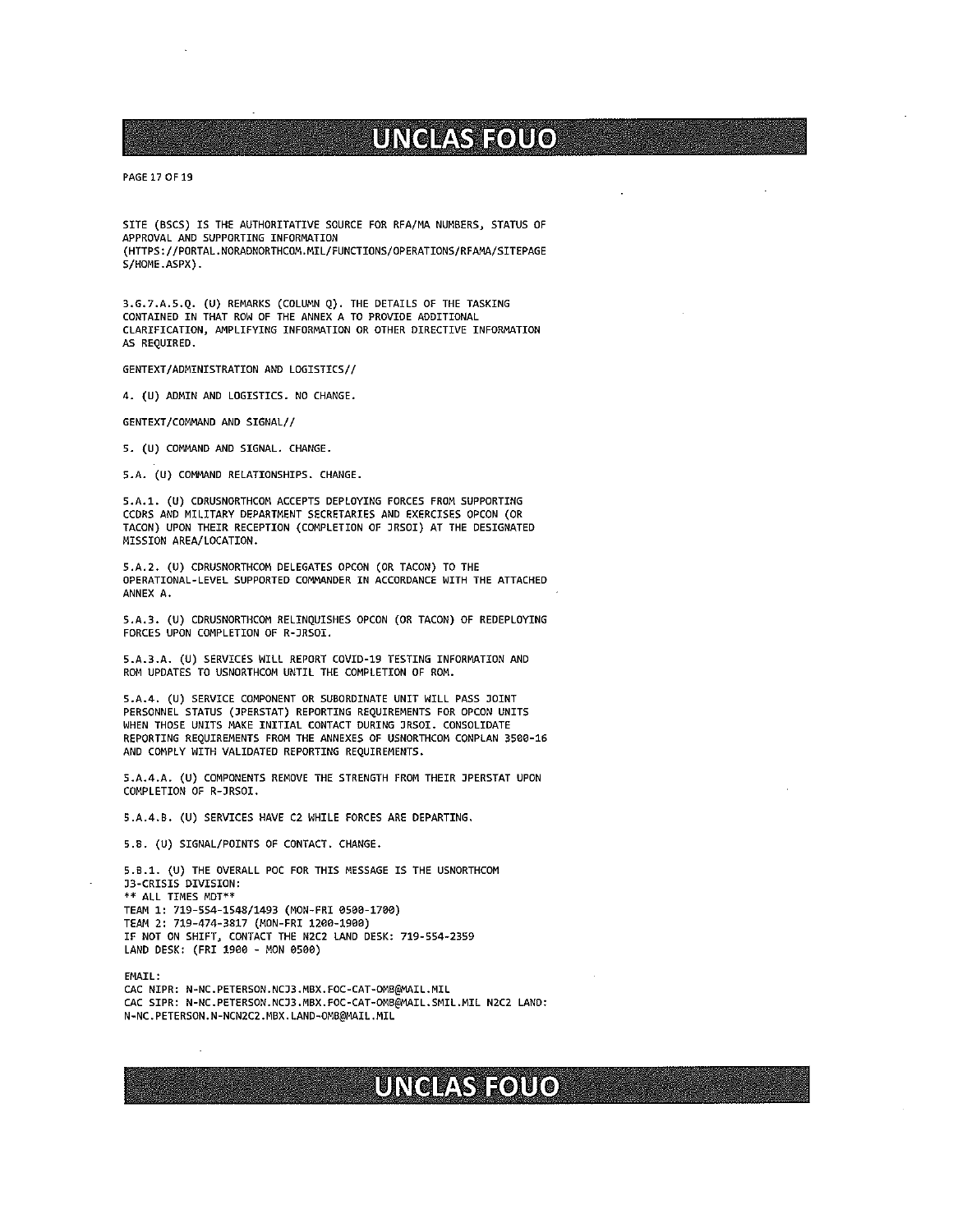SITE (BSCS) IS THE AUTHORITATIVE SOURCE FOR RFA/MA NUMBERS, STATUS OF APPROVAL AND SUPPORTING INFORMATION (HTTPS://PORTAL.NORADNORTHCOM.MIL/FUNCTIONS/OPERATIONS/RFAMA/SITEPAGES/HOME.ASPX).

3.G.7.A.5.Q. (U) REMARKS (COLUMN Q). THE DETAILS OF THE TASKING CONTAINED IN THAT ROW OF THE ANNEX A TO PROVIDE ADDITIONAL CLARIFICATION, AMPLIFYING INFORMATION OR OTHER DIRECTIVE INFORMATION AS REQUIRED.

GENTEXT/ADMINISTRATION AND LOGISTICS//

4. (U) ADMIN AND LOGISTICS. NO CHANGE.

GENTEXT/COMMAND AND SIGNAL//

5. (U) COMMAND AND SIGNAL. CHANGE.

5.A. (U) COMMAND RELATIONSHIPS. CHANGE.

5.A.1. (U) CDRUSNORTHCOM ACCEPTS DEPLOYING FORCES FROM SUPPORTING CCDRS AND MILITARY DEPARTMENT SECRETARIES AND EXERCISES OPCON (OR TACON) UPON THEIR RECEPTION (COMPLETION OF JRSOI) AT THE DESIGNATED MISSION AREA/LOCATION.

5.A.2. (U) CDRUSNORTHCOM DELEGATES OPCON (OR TACON) TO THE OPERATIONAL-LEVEL SUPPORTED COMMANDER IN ACCORDANCE WITH THE ATTACHED ANNEX A.

5.A.3. (U) CDRUSNORTHCOM RELINQUISHES OPCON (OR TACON) OF REDEPLOYING FORCES UPON COMPLETION OF R-JRSOI.

5.A.3.A. (U) SERVICES WILL REPORT COVID-19 TESTING INFORMATION AND ROM UPDATES TO USNORTHCOM UNTIL THE COMPLETION OF ROM.

5.A.4. (U) SERVICE COMPONENT OR SUBORDINATE UNIT WILL PASS JOINT PERSONNEL STATUS (JPERSTAT) REPORTING REQUIREMENTS FOR OPCON UNITS WHEN THOSE UNITS MAKE INITIAL CONTACT DURING JRSOI. CONSOLIDATE REPORTING REQUIREMENTS FROM THE ANNEXES OF USNORTHCOM CONPLAN 3500-16 AND COMPLY WITH VALIDATED REPORTING REQUIREMENTS.

5.A.4.A. (U) COMPONENTS REMOVE THE STRENGTH FROM THEIR JPERSTAT UPON COMPLETION OF R-JRSOI.

5.A.4.B. (U) SERVICES HAVE C2 WHILE FORCES ARE DEPARTING.

5.B. (U) SIGNAL/POINTS OF CONTACT. CHANGE.

5.B.1. (U) THE OVERALL POC FOR THIS MESSAGE IS THE USNORTHCOM J3-CRISIS DIVISION:
** ALL TIMES MDT**
TEAM 1: 719-554-1548/1493 (MON-FRI 0500-1700)
TEAM 2: 719-474-3817 (MON-FRI 1200-1900)
IF NOT ON SHIFT, CONTACT THE N2C2 LAND DESK: 719-554-2359
LAND DESK: (FRI 1900 - MON 0500)

EMAIL:
CAC NIPR: N-NC.PETERSON.NCJ3.MBX.FOC-CAT-OMB@MAIL.MIL
CAC SIPR: N-NC.PETERSON.NCJ3.MBX.FOC-CAT-OMB@MAIL.SMIL.MIL N2C2 LAND: N-NC.PETERSON.N-NCN2C2.MBX.LAND-OMB@MAIL.MIL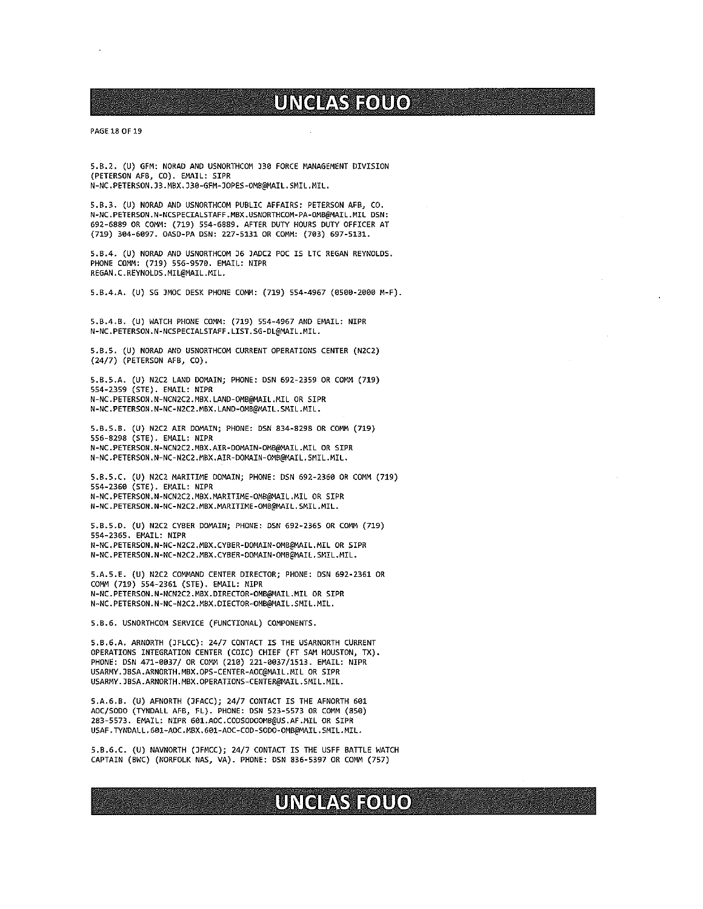5.B.2. (U) GFM: NORAD AND USNORTHCOM J30 FORCE MANAGEMENT DIVISION (PETERSON AFB, CO). EMAIL: SIPR N-NC.PETERSON.J3.MBX.J30-GFM-JOPES-OMB@MAIL.SMIL.MIL.

5.B.3. (U) NORAD AND USNORTHCOM PUBLIC AFFAIRS: PETERSON AFB, CO. N-NC.PETERSON.N-NCSPECIALSTAFF.MBX.USNORTHCOM-PA-OMB@MAIL.MIL DSN: 692-6889 OR COMM: (719) 554-6889. AFTER DUTY HOURS DUTY OFFICER AT (719) 304-6097. OASD-PA DSN: 227-5131 OR COMM: (703) 697-5131.

5.B.4. (U) NORAD AND USNORTHCOM J6 JADC2 POC IS LTC REGAN REYNOLDS. PHONE COMM: (719) 556-9570. EMAIL: NIPR REGAN.C.REYNOLDS.MIL@MAIL.MIL.

5.B.4.A. (U) SG JMOC DESK PHONE COMM: (719) 554-4967 (0500-2000 M-F).

5.B.4.B. (U) WATCH PHONE COMM: (719) 554-4967 AND EMAIL: NIPR N-NC.PETERSON.N-NCSPECIALSTAFF.LIST.SG-DL@MAIL.MIL.

5.B.5. (U) NORAD AND USNORTHCOM CURRENT OPERATIONS CENTER (N2C2) (24/7) (PETERSON AFB, CO).

5.B.5.A. (U) N2C2 LAND DOMAIN; PHONE: DSN 692-2359 OR COMM (719) 554-2359 (STE). EMAIL: NIPR N-NC.PETERSON.N-NCN2C2.MBX.LAND-OMB@MAIL.MIL OR SIPR N-NC.PETERSON.N-NC-N2C2.MBX.LAND-OMB@MAIL.SMIL.MIL.

5.B.5.B. (U) N2C2 AIR DOMAIN; PHONE: DSN 834-8298 OR COMM (719) 556-8298 (STE). EMAIL: NIPR N-NC.PETERSON.N-NCN2C2.MBX.AIR-DOMAIN-OMB@MAIL.MIL OR SIPR N-NC.PETERSON.N-NC-N2C2.MBX.AIR-DOMAIN-OMB@MAIL.SMIL.MIL.

5.B.5.C. (U) N2C2 MARITIME DOMAIN; PHONE: DSN 692-2360 OR COMM (719) 554-2360 (STE). EMAIL: NIPR N-NC.PETERSON.N-NCN2C2.MBX.MARITIME-OMB@MAIL.MIL OR SIPR N-NC.PETERSON.N-NC-N2C2.MBX.MARITIME-OMB@MAIL.SMIL.MIL.

5.B.5.D. (U) N2C2 CYBER DOMAIN; PHONE: DSN 692-2365 OR COMM (719) 554-2365. EMAIL: NIPR N-NC.PETERSON.N-NC-N2C2.MBX.CYBER-DOMAIN-OMB@MAIL.MIL OR SIPR N-NC.PETERSON.N-NC-N2C2.MBX.CYBER-DOMAIN-OMB@MAIL.SMIL.MIL.

5.A.5.E. (U) N2C2 COMMAND CENTER DIRECTOR; PHONE: DSN 692-2361 OR COMM (719) 554-2361 (STE). EMAIL: NIPR N-NC.PETERSON.N-NCN2C2.MBX.DIRECTOR-OMB@MAIL.MIL OR SIPR N-NC.PETERSON.N-NC-N2C2.MBX.DIECTOR-OMB@MAIL.SMIL.MIL.

5.B.6. USNORTHCOM SERVICE (FUNCTIONAL) COMPONENTS.

5.B.6.A. ARNORTH (JFLCC): 24/7 CONTACT IS THE USARNORTH CURRENT OPERATIONS INTEGRATION CENTER (COIC) CHIEF (FT SAM HOUSTON, TX). PHONE: DSN 471-0037/ OR COMM (210) 221-0037/1513. EMAIL: NIPR USARMY.JBSA.ARNORTH.MBX.OPS-CENTER-AOC@MAIL.MIL OR SIPR USARMY.JBSA.ARNORTH.MBX.OPERATIONS-CENTER@MAIL.SMIL.MIL.

5.A.6.B. (U) AFNORTH (JFACC); 24/7 CONTACT IS THE AFNORTH 601 AOC/SODO (TYNDALL AFB, FL). PHONE: DSN 523-5573 OR COMM (850) 283-5573. EMAIL: NIPR 601.AOC.CODSODOOMB@US.AF.MIL OR SIPR USAF.TYNDALL.601-AOC.MBX.601-AOC-COD-SODO-OMB@MAIL.SMIL.MIL.

5.B.6.C. (U) NAVNORTH (JFMCC); 24/7 CONTACT IS THE USFF BATTLE WATCH CAPTAIN (BWC) (NORFOLK NAS, VA). PHONE: DSN 836-5397 OR COMM (757)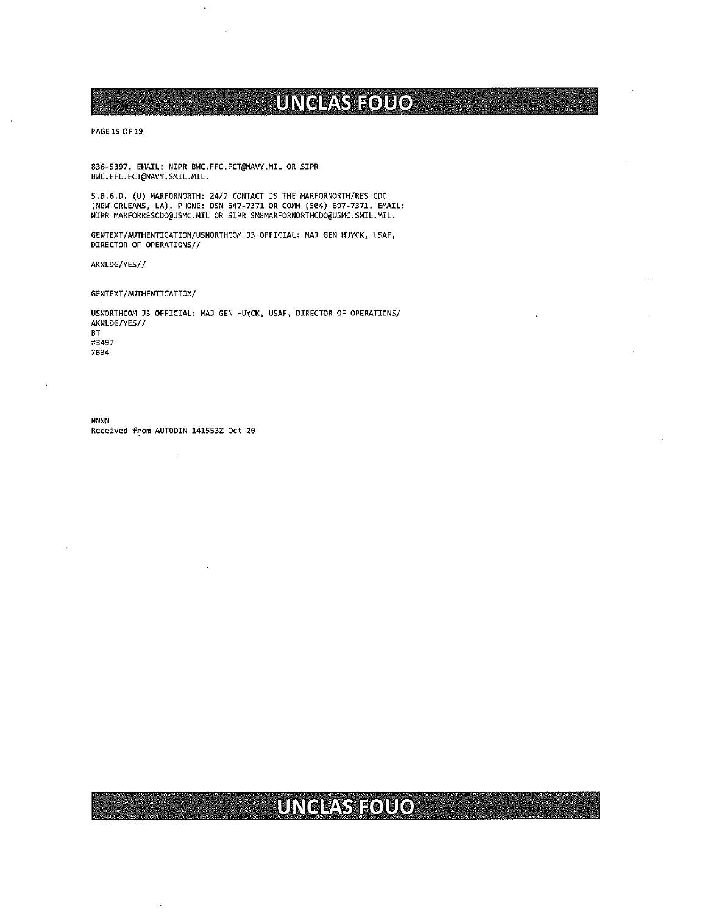836-5397. EMAIL: NIPR BWC.FFC.FCT@NAVY.MIL OR SIPR BWC.FFC.FCT@NAVY.SMIL.MIL.

5.B.6.D. (U) MARFORNORTH: 24/7 CONTACT IS THE MARFORNORTH/RES CDO (NEW ORLEANS, LA). PHONE: DSN 647-7371 OR COMM (504) 697-7371. EMAIL: NIPR MARFORRESCDO@USMC.MIL OR SIPR SMBMARFORNORTHCDO@USMC.SMIL.MIL.

GENTEXT/AUTHENTICATION/USNORTHCOM J3 OFFICIAL: MAJ GEN HUYCK, USAF, DIRECTOR OF OPERATIONS//

AKNLDG/YES//

GENTEXT/AUTHENTICATION/

USNORTHCOM J3 OFFICIAL: MAJ GEN HUYCK, USAF, DIRECTOR OF OPERATIONS/
AKNLDG/YES//
BT
#3497
7834

NNNN
Received from AUTODIN 141553Z Oct 20